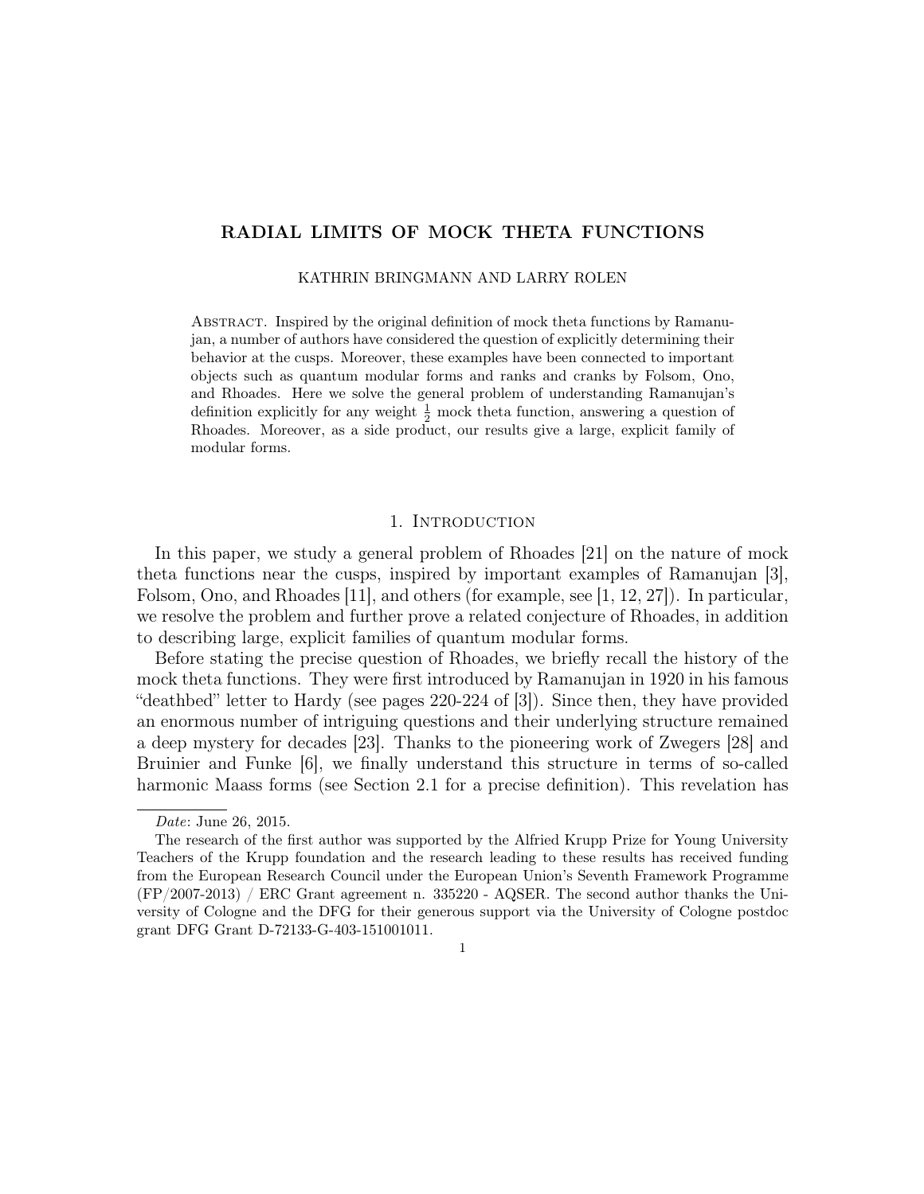# RADIAL LIMITS OF MOCK THETA FUNCTIONS

KATHRIN BRINGMANN AND LARRY ROLEN

Abstract. Inspired by the original definition of mock theta functions by Ramanujan, a number of authors have considered the question of explicitly determining their behavior at the cusps. Moreover, these examples have been connected to important objects such as quantum modular forms and ranks and cranks by Folsom, Ono, and Rhoades. Here we solve the general problem of understanding Ramanujan's definition explicitly for any weight $\frac{1}{2}$ mock theta function, answering a question of Rhoades. Moreover, as a side product, our results give a large, explicit family of modular forms.

## 1. Introduction

In this paper, we study a general problem of Rhoades [21] on the nature of mock theta functions near the cusps, inspired by important examples of Ramanujan [3], Folsom, Ono, and Rhoades [11], and others (for example, see [1, 12, 27]). In particular, we resolve the problem and further prove a related conjecture of Rhoades, in addition to describing large, explicit families of quantum modular forms.

Before stating the precise question of Rhoades, we briefly recall the history of the mock theta functions. They were first introduced by Ramanujan in 1920 in his famous "deathbed" letter to Hardy (see pages 220-224 of [3]). Since then, they have provided an enormous number of intriguing questions and their underlying structure remained a deep mystery for decades [23]. Thanks to the pioneering work of Zwegers [28] and Bruinier and Funke [6], we finally understand this structure in terms of so-called harmonic Maass forms (see Section 2.1 for a precise definition). This revelation has

*Date*: June 26, 2015.

The research of the first author was supported by the Alfried Krupp Prize for Young University Teachers of the Krupp foundation and the research leading to these results has received funding from the European Research Council under the European Union's Seventh Framework Programme (FP/2007-2013) / ERC Grant agreement n. 335220 - AQSER. The second author thanks the University of Cologne and the DFG for their generous support via the University of Cologne postdoc grant DFG Grant D-72133-G-403-151001011.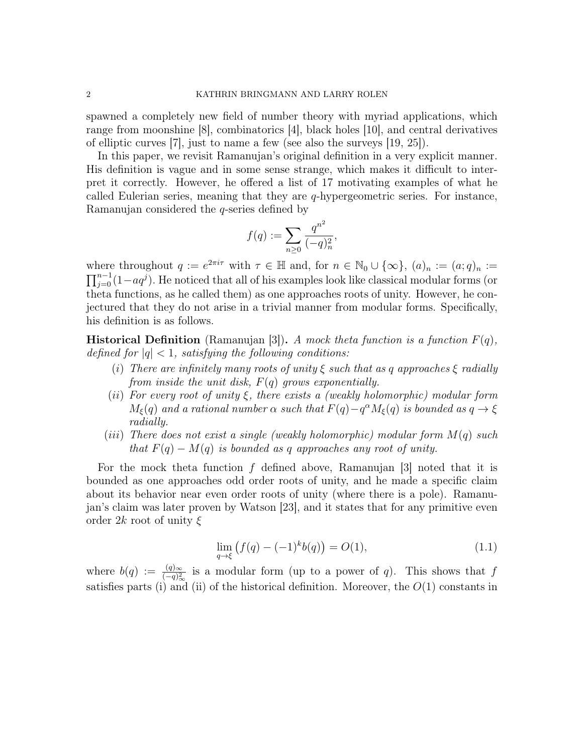spawned a completely new field of number theory with myriad applications, which range from moonshine [8], combinatorics [4], black holes [10], and central derivatives of elliptic curves [7], just to name a few (see also the surveys [19, 25]).

In this paper, we revisit Ramanujan's original definition in a very explicit manner. His definition is vague and in some sense strange, which makes it difficult to interpret it correctly. However, he offered a list of 17 motivating examples of what he called Eulerian series, meaning that they are $q$-hypergeometric series. For instance, Ramanujan considered the $q$-series defined by

$$f(q) := \sum_{n\geq 0} \frac{q^{n^2}}{(-q)_n^2},$$

where throughout $q := e^{2\pi i\tau}$ with $\tau \in \mathbb{H}$ and, for $n \in \mathbb{N}_0 \cup \{\infty\}$, $(a)_n := (a;q)_n := \prod_{j=0}^{n-1}(1-aq^j)$. He noticed that all of his examples look like classical modular forms (or theta functions, as he called them) as one approaches roots of unity. However, he conjectured that they do not arise in a trivial manner from modular forms. Specifically, his definition is as follows.

**Historical Definition** (Ramanujan [3])**.** *A mock theta function is a function $F(q)$, defined for $|q| < 1$, satisfying the following conditions:*

- $(i)$ *There are infinitely many roots of unity $\xi$ such that as $q$ approaches $\xi$ radially from inside the unit disk, $F(q)$ grows exponentially.*
- $(ii)$ *For every root of unity $\xi$, there exists a (weakly holomorphic) modular form $M_\xi(q)$ and a rational number $\alpha$ such that $F(q) - q^\alpha M_\xi(q)$ is bounded as $q \to \xi$ radially.*
- $(iii)$ *There does not exist a single (weakly holomorphic) modular form $M(q)$ such that $F(q) - M(q)$ is bounded as $q$ approaches any root of unity.*

For the mock theta function $f$ defined above, Ramanujan [3] noted that it is bounded as one approaches odd order roots of unity, and he made a specific claim about its behavior near even order roots of unity (where there is a pole). Ramanujan's claim was later proven by Watson [23], and it states that for any primitive even order $2k$ root of unity $\xi$

$$\lim_{q\to\xi} \left(f(q) - (-1)^k b(q)\right) = O(1), \tag{1.1}$$

where $b(q) := \frac{(q)_\infty}{(-q)_\infty^2}$ is a modular form (up to a power of $q$). This shows that $f$ satisfies parts (i) and (ii) of the historical definition. Moreover, the $O(1)$ constants in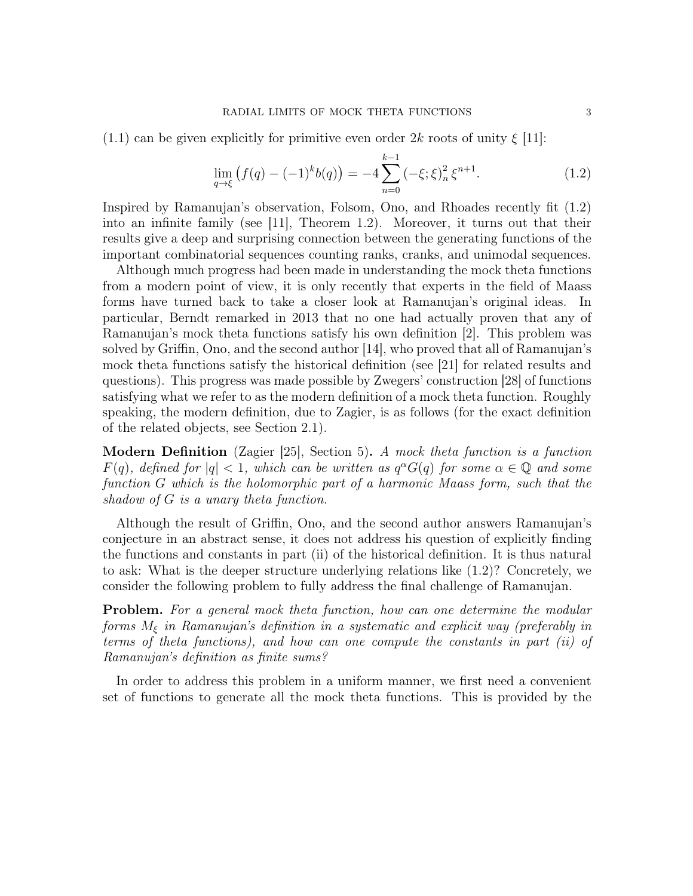(1.1) can be given explicitly for primitive even order $2k$ roots of unity $\xi$ [11]:

$$\lim_{q\to\xi}\big(f(q)-(-1)^k b(q)\big) = -4\sum_{n=0}^{k-1}(-\xi;\xi)_n^2\,\xi^{n+1}. \tag{1.2}$$

Inspired by Ramanujan's observation, Folsom, Ono, and Rhoades recently fit (1.2) into an infinite family (see [11], Theorem 1.2). Moreover, it turns out that their results give a deep and surprising connection between the generating functions of the important combinatorial sequences counting ranks, cranks, and unimodal sequences.

Although much progress had been made in understanding the mock theta functions from a modern point of view, it is only recently that experts in the field of Maass forms have turned back to take a closer look at Ramanujan's original ideas. In particular, Berndt remarked in 2013 that no one had actually proven that any of Ramanujan's mock theta functions satisfy his own definition [2]. This problem was solved by Griffin, Ono, and the second author [14], who proved that all of Ramanujan's mock theta functions satisfy the historical definition (see [21] for related results and questions). This progress was made possible by Zwegers' construction [28] of functions satisfying what we refer to as the modern definition of a mock theta function. Roughly speaking, the modern definition, due to Zagier, is as follows (for the exact definition of the related objects, see Section 2.1).

**Modern Definition** (Zagier [25], Section 5)**.** *A mock theta function is a function $F(q)$, defined for $|q|<1$, which can be written as $q^\alpha G(q)$ for some $\alpha\in\mathbb{Q}$ and some function $G$ which is the holomorphic part of a harmonic Maass form, such that the shadow of $G$ is a unary theta function.*

Although the result of Griffin, Ono, and the second author answers Ramanujan's conjecture in an abstract sense, it does not address his question of explicitly finding the functions and constants in part (ii) of the historical definition. It is thus natural to ask: What is the deeper structure underlying relations like (1.2)? Concretely, we consider the following problem to fully address the final challenge of Ramanujan.

**Problem.** *For a general mock theta function, how can one determine the modular forms $M_\xi$ in Ramanujan's definition in a systematic and explicit way (preferably in terms of theta functions), and how can one compute the constants in part (ii) of Ramanujan's definition as finite sums?*

In order to address this problem in a uniform manner, we first need a convenient set of functions to generate all the mock theta functions. This is provided by the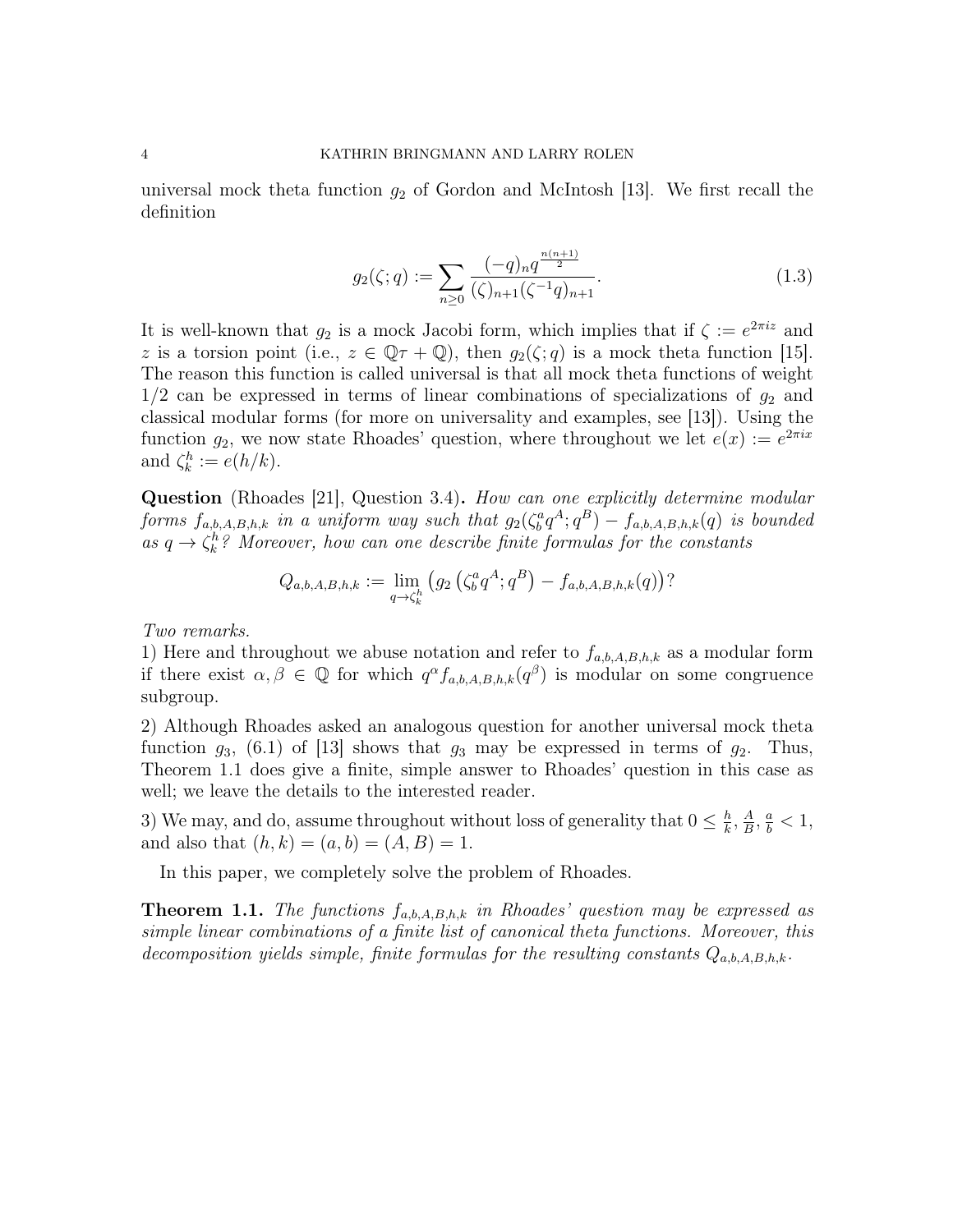universal mock theta function $g_2$ of Gordon and McIntosh [13]. We first recall the definition

$$g_2(\zeta;q) := \sum_{n\geq 0} \frac{(-q)_n q^{\frac{n(n+1)}{2}}}{(\zeta)_{n+1}(\zeta^{-1}q)_{n+1}}. \tag{1.3}$$

It is well-known that $g_2$ is a mock Jacobi form, which implies that if $\zeta := e^{2\pi iz}$ and $z$ is a torsion point (i.e., $z \in \mathbb{Q}\tau + \mathbb{Q}$), then $g_2(\zeta;q)$ is a mock theta function [15]. The reason this function is called universal is that all mock theta functions of weight $1/2$ can be expressed in terms of linear combinations of specializations of $g_2$ and classical modular forms (for more on universality and examples, see [13]). Using the function $g_2$, we now state Rhoades' question, where throughout we let $e(x) := e^{2\pi ix}$ and $\zeta_k^h := e(h/k)$.

**Question** (Rhoades [21], Question 3.4)**.** *How can one explicitly determine modular forms $f_{a,b,A,B,h,k}$ in a uniform way such that $g_2(\zeta_b^a q^A; q^B) - f_{a,b,A,B,h,k}(q)$ is bounded as $q \to \zeta_k^h$? Moreover, how can one describe finite formulas for the constants*

$$Q_{a,b,A,B,h,k} := \lim_{q\to\zeta_k^h} \left(g_2\left(\zeta_b^a q^A; q^B\right) - f_{a,b,A,B,h,k}(q)\right)?$$

*Two remarks.*

1) Here and throughout we abuse notation and refer to $f_{a,b,A,B,h,k}$ as a modular form if there exist $\alpha, \beta \in \mathbb{Q}$ for which $q^\alpha f_{a,b,A,B,h,k}(q^\beta)$ is modular on some congruence subgroup.

2) Although Rhoades asked an analogous question for another universal mock theta function $g_3$, (6.1) of [13] shows that $g_3$ may be expressed in terms of $g_2$. Thus, Theorem 1.1 does give a finite, simple answer to Rhoades' question in this case as well; we leave the details to the interested reader.

3) We may, and do, assume throughout without loss of generality that $0 \leq \frac{h}{k}, \frac{A}{B}, \frac{a}{b} < 1$, and also that $(h,k) = (a,b) = (A,B) = 1$.

In this paper, we completely solve the problem of Rhoades.

**Theorem 1.1.** *The functions $f_{a,b,A,B,h,k}$ in Rhoades' question may be expressed as simple linear combinations of a finite list of canonical theta functions. Moreover, this decomposition yields simple, finite formulas for the resulting constants $Q_{a,b,A,B,h,k}$.*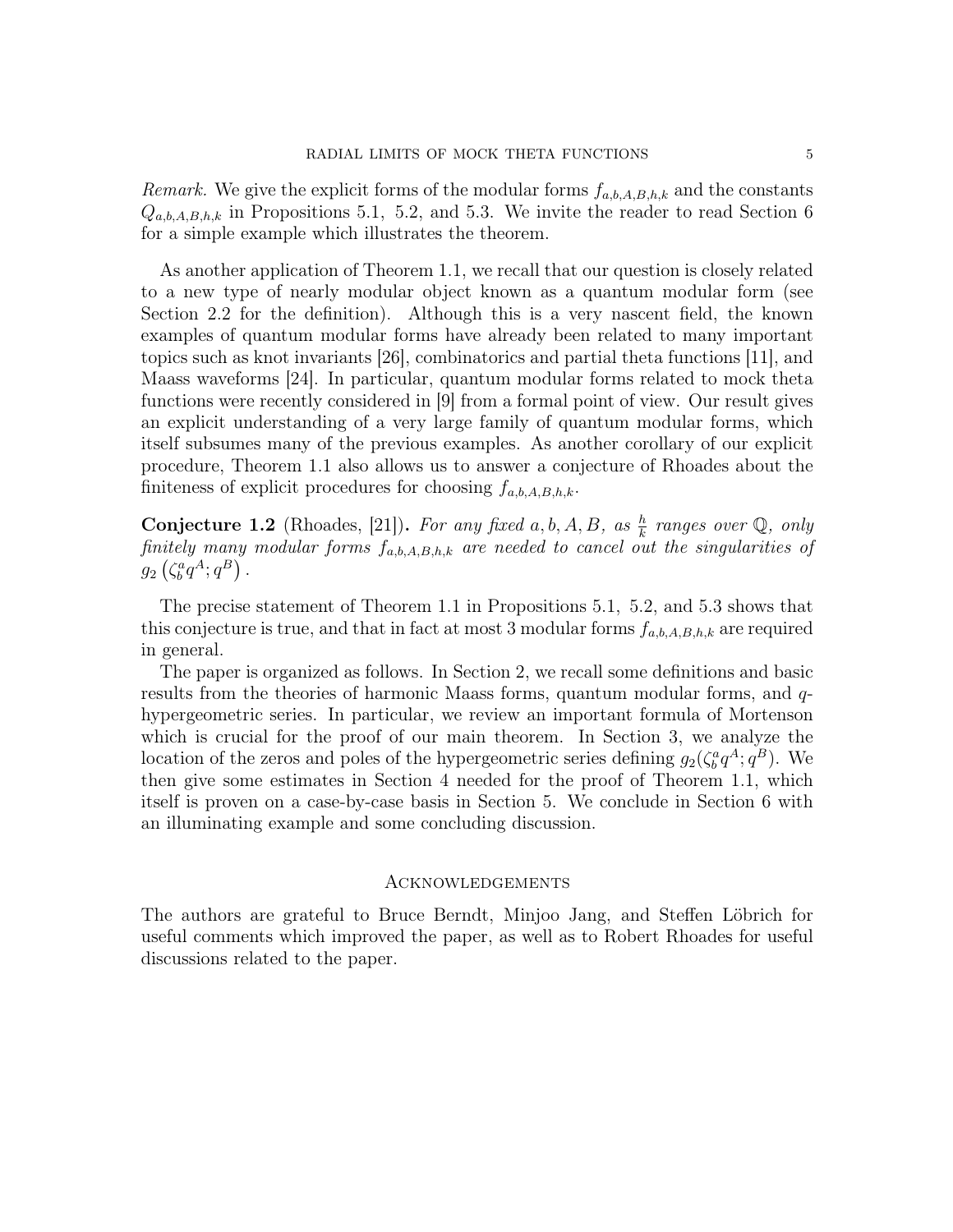*Remark.* We give the explicit forms of the modular forms $f_{a,b,A,B,h,k}$ and the constants $Q_{a,b,A,B,h,k}$ in Propositions 5.1, 5.2, and 5.3. We invite the reader to read Section 6 for a simple example which illustrates the theorem.

As another application of Theorem 1.1, we recall that our question is closely related to a new type of nearly modular object known as a quantum modular form (see Section 2.2 for the definition). Although this is a very nascent field, the known examples of quantum modular forms have already been related to many important topics such as knot invariants [26], combinatorics and partial theta functions [11], and Maass waveforms [24]. In particular, quantum modular forms related to mock theta functions were recently considered in [9] from a formal point of view. Our result gives an explicit understanding of a very large family of quantum modular forms, which itself subsumes many of the previous examples. As another corollary of our explicit procedure, Theorem 1.1 also allows us to answer a conjecture of Rhoades about the finiteness of explicit procedures for choosing $f_{a,b,A,B,h,k}$.

**Conjecture 1.2** (Rhoades, [21])**.** *For any fixed $a, b, A, B$, as $\frac{h}{k}$ ranges over $\mathbb{Q}$, only finitely many modular forms $f_{a,b,A,B,h,k}$ are needed to cancel out the singularities of $g_2\left(\zeta_b^a q^A; q^B\right)$.*

The precise statement of Theorem 1.1 in Propositions 5.1, 5.2, and 5.3 shows that this conjecture is true, and that in fact at most 3 modular forms $f_{a,b,A,B,h,k}$ are required in general.

The paper is organized as follows. In Section 2, we recall some definitions and basic results from the theories of harmonic Maass forms, quantum modular forms, and $q$-hypergeometric series. In particular, we review an important formula of Mortenson which is crucial for the proof of our main theorem. In Section 3, we analyze the location of the zeros and poles of the hypergeometric series defining $g_2(\zeta_b^a q^A; q^B)$. We then give some estimates in Section 4 needed for the proof of Theorem 1.1, which itself is proven on a case-by-case basis in Section 5. We conclude in Section 6 with an illuminating example and some concluding discussion.

## Acknowledgements

The authors are grateful to Bruce Berndt, Minjoo Jang, and Steffen Löbrich for useful comments which improved the paper, as well as to Robert Rhoades for useful discussions related to the paper.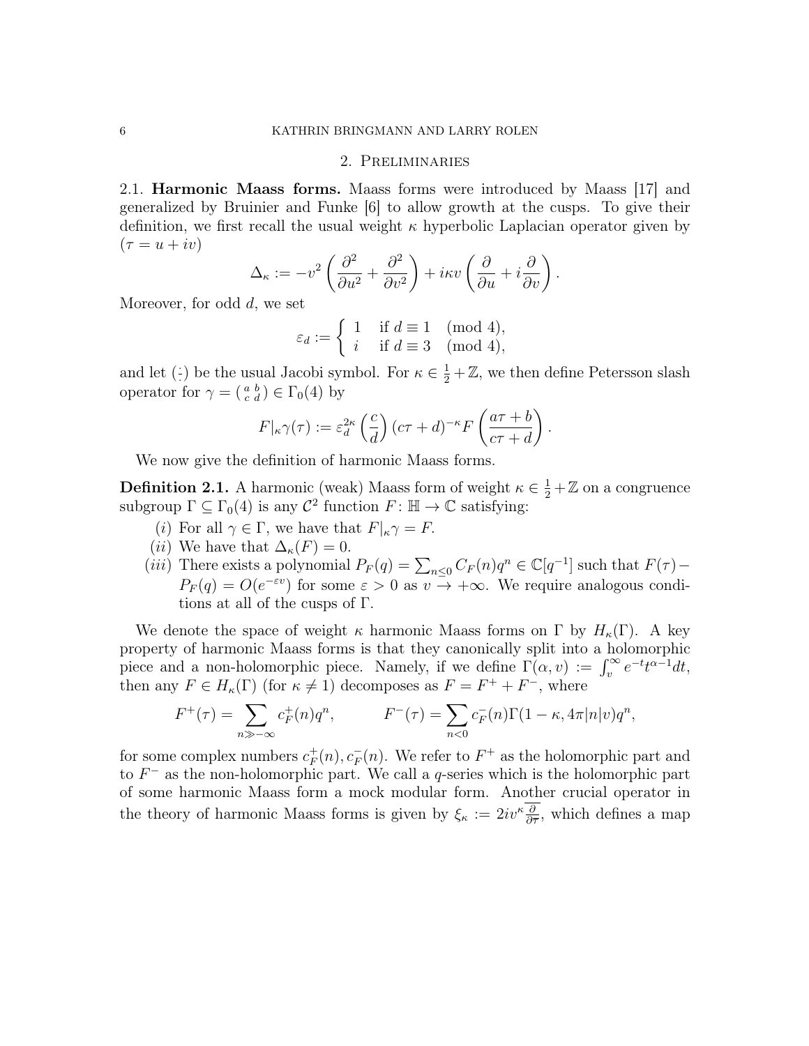## 2. Preliminaries

2.1. **Harmonic Maass forms.** Maass forms were introduced by Maass [17] and generalized by Bruinier and Funke [6] to allow growth at the cusps. To give their definition, we first recall the usual weight $\kappa$ hyperbolic Laplacian operator given by ($\tau = u + iv$)

$$\Delta_\kappa := -v^2 \left( \frac{\partial^2}{\partial u^2} + \frac{\partial^2}{\partial v^2} \right) + i\kappa v \left( \frac{\partial}{\partial u} + i \frac{\partial}{\partial v} \right).$$

Moreover, for odd $d$, we set

$$\varepsilon_d := \begin{cases} 1 & \text{if } d \equiv 1 \pmod{4}, \\ i & \text{if } d \equiv 3 \pmod{4}, \end{cases}$$

and let $\left(\frac{\cdot}{\cdot}\right)$ be the usual Jacobi symbol. For $\kappa \in \frac{1}{2} + \mathbb{Z}$, we then define Petersson slash operator for $\gamma = \left(\begin{smallmatrix} a & b \\ c & d \end{smallmatrix}\right) \in \Gamma_0(4)$ by

$$F|_\kappa \gamma(\tau) := \varepsilon_d^{2\kappa} \left(\frac{c}{d}\right) (c\tau + d)^{-\kappa} F\left(\frac{a\tau + b}{c\tau + d}\right).$$

We now give the definition of harmonic Maass forms.

**Definition 2.1.** A harmonic (weak) Maass form of weight $\kappa \in \frac{1}{2} + \mathbb{Z}$ on a congruence subgroup $\Gamma \subseteq \Gamma_0(4)$ is any $\mathcal{C}^2$ function $F \colon \mathbb{H} \to \mathbb{C}$ satisfying:

- $(i)$ For all $\gamma \in \Gamma$, we have that $F|_\kappa \gamma = F$.
- $(ii)$ We have that $\Delta_\kappa(F) = 0$.
- $(iii)$ There exists a polynomial $P_F(q) = \sum_{n \leq 0} C_F(n) q^n \in \mathbb{C}[q^{-1}]$ such that $F(\tau) - P_F(q) = O(e^{-\varepsilon v})$ for some $\varepsilon > 0$ as $v \to +\infty$. We require analogous conditions at all of the cusps of $\Gamma$.

We denote the space of weight $\kappa$ harmonic Maass forms on $\Gamma$ by $H_\kappa(\Gamma)$. A key property of harmonic Maass forms is that they canonically split into a holomorphic piece and a non-holomorphic piece. Namely, if we define $\Gamma(\alpha, v) := \int_v^\infty e^{-t} t^{\alpha - 1} dt$, then any $F \in H_\kappa(\Gamma)$ (for $\kappa \neq 1$) decomposes as $F = F^+ + F^-$, where

$$F^+(\tau) = \sum_{n \gg -\infty} c_F^+(n) q^n, \qquad F^-(\tau) = \sum_{n < 0} c_F^-(n) \Gamma(1 - \kappa, 4\pi |n| v) q^n,$$

for some complex numbers $c_F^+(n), c_F^-(n)$. We refer to $F^+$ as the holomorphic part and to $F^-$ as the non-holomorphic part. We call a $q$-series which is the holomorphic part of some harmonic Maass form a mock modular form. Another crucial operator in the theory of harmonic Maass forms is given by $\xi_\kappa := 2iv^\kappa \overline{\frac{\partial}{\partial \overline{\tau}}}$, which defines a map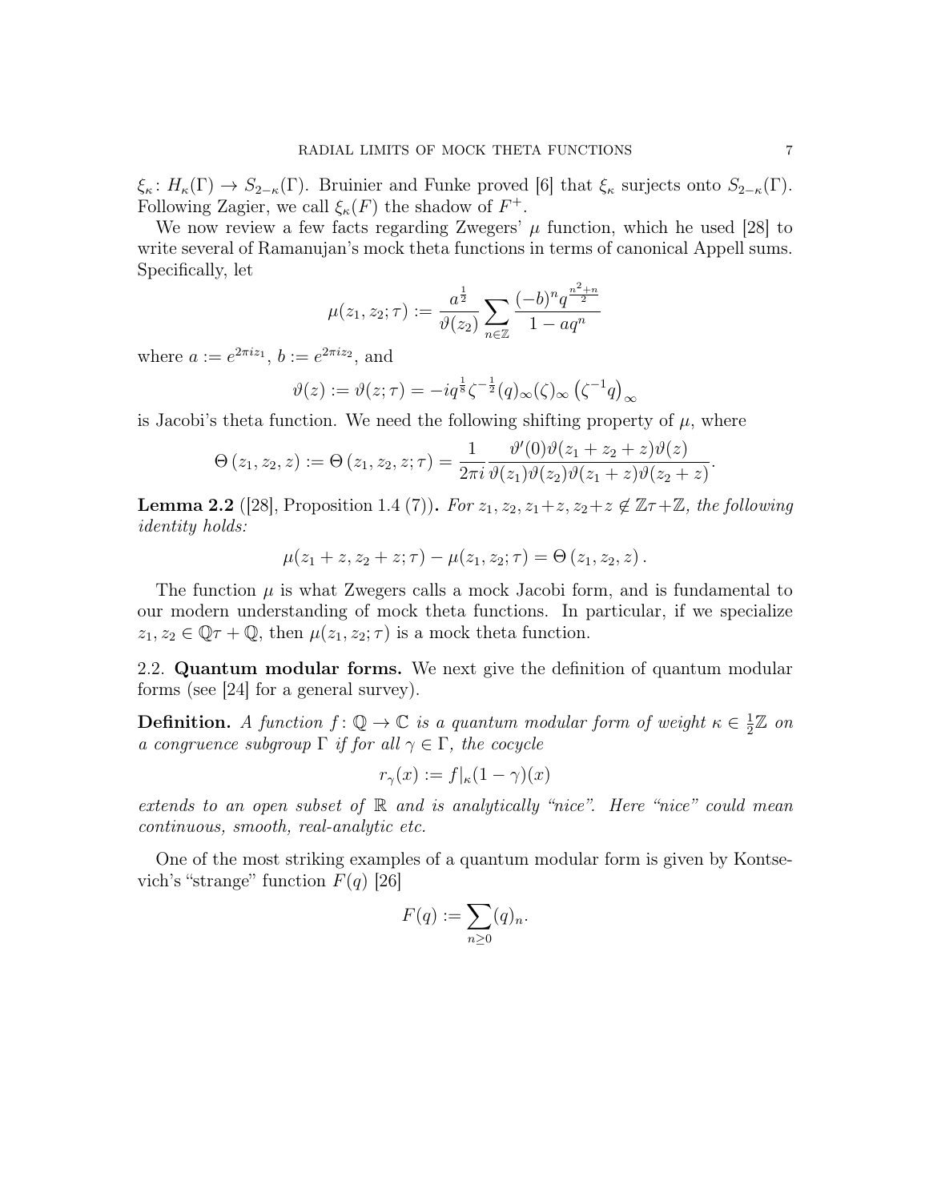$\xi_\kappa \colon H_\kappa(\Gamma) \to S_{2-\kappa}(\Gamma)$. Bruinier and Funke proved [6] that $\xi_\kappa$ surjects onto $S_{2-\kappa}(\Gamma)$. Following Zagier, we call $\xi_\kappa(F)$ the shadow of $F^+$.

We now review a few facts regarding Zwegers' $\mu$ function, which he used [28] to write several of Ramanujan's mock theta functions in terms of canonical Appell sums. Specifically, let

$$\mu(z_1, z_2; \tau) := \frac{a^{\frac{1}{2}}}{\vartheta(z_2)} \sum_{n\in\mathbb{Z}} \frac{(-b)^n q^{\frac{n^2+n}{2}}}{1-aq^n}$$

where $a := e^{2\pi i z_1}$, $b := e^{2\pi i z_2}$, and

$$\vartheta(z) := \vartheta(z;\tau) = -iq^{\frac{1}{8}}\zeta^{-\frac{1}{2}}(q)_\infty(\zeta)_\infty\left(\zeta^{-1}q\right)_\infty$$

is Jacobi's theta function. We need the following shifting property of $\mu$, where

$$\Theta\left(z_1, z_2, z\right) := \Theta\left(z_1, z_2, z; \tau\right) = \frac{1}{2\pi i}\frac{\vartheta'(0)\vartheta(z_1+z_2+z)\vartheta(z)}{\vartheta(z_1)\vartheta(z_2)\vartheta(z_1+z)\vartheta(z_2+z)}.$$

**Lemma 2.2** ([28], Proposition 1.4 (7))**.** *For $z_1, z_2, z_1+z, z_2+z \notin \mathbb{Z}\tau+\mathbb{Z}$, the following identity holds:*

$$\mu(z_1+z, z_2+z;\tau) - \mu(z_1, z_2;\tau) = \Theta\left(z_1, z_2, z\right).$$

The function $\mu$ is what Zwegers calls a mock Jacobi form, and is fundamental to our modern understanding of mock theta functions. In particular, if we specialize $z_1, z_2 \in \mathbb{Q}\tau + \mathbb{Q}$, then $\mu(z_1, z_2; \tau)$ is a mock theta function.

2.2. **Quantum modular forms.** We next give the definition of quantum modular forms (see [24] for a general survey).

**Definition.** *A function $f \colon \mathbb{Q} \to \mathbb{C}$ is a quantum modular form of weight $\kappa \in \frac{1}{2}\mathbb{Z}$ on a congruence subgroup $\Gamma$ if for all $\gamma \in \Gamma$, the cocycle*

$$r_\gamma(x) := f|_\kappa(1-\gamma)(x)$$

*extends to an open subset of $\mathbb{R}$ and is analytically "nice". Here "nice" could mean continuous, smooth, real-analytic etc.*

One of the most striking examples of a quantum modular form is given by Kontsevich's "strange" function $F(q)$ [26]

$$F(q) := \sum_{n\geq 0}(q)_n.$$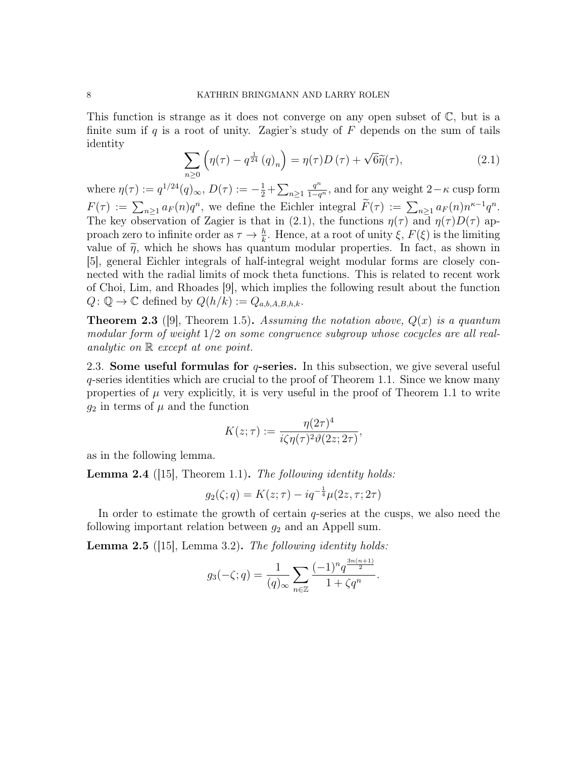This function is strange as it does not converge on any open subset of $\mathbb{C}$, but is a finite sum if $q$ is a root of unity. Zagier's study of $F$ depends on the sum of tails identity

$$\sum_{n\geq 0}\left(\eta(\tau)-q^{\frac{1}{24}}\left(q\right)_n\right)=\eta(\tau)D\left(\tau\right)+\sqrt{6}\widetilde{\eta}(\tau), \tag{2.1}$$

where $\eta(\tau):=q^{1/24}(q)_\infty$, $D(\tau):=-\frac{1}{2}+\sum_{n\geq 1}\frac{q^n}{1-q^n}$, and for any weight $2-\kappa$ cusp form $F(\tau):=\sum_{n\geq 1}a_F(n)q^n$, we define the Eichler integral $\widetilde{F}(\tau):=\sum_{n\geq 1}a_F(n)n^{\kappa-1}q^n$. The key observation of Zagier is that in (2.1), the functions $\eta(\tau)$ and $\eta(\tau)D(\tau)$ approach zero to infinite order as $\tau\to\frac{h}{k}$. Hence, at a root of unity $\xi$, $F(\xi)$ is the limiting value of $\widetilde{\eta}$, which he shows has quantum modular properties. In fact, as shown in [5], general Eichler integrals of half-integral weight modular forms are closely connected with the radial limits of mock theta functions. This is related to recent work of Choi, Lim, and Rhoades [9], which implies the following result about the function $Q\colon\mathbb{Q}\to\mathbb{C}$ defined by $Q(h/k):=Q_{a,b,A,B,h,k}$.

**Theorem 2.3** ([9], Theorem 1.5)**.** *Assuming the notation above, $Q(x)$ is a quantum modular form of weight $1/2$ on some congruence subgroup whose cocycles are all real-analytic on $\mathbb{R}$ except at one point.*

2.3. **Some useful formulas for $q$-series.** In this subsection, we give several useful $q$-series identities which are crucial to the proof of Theorem 1.1. Since we know many properties of $\mu$ very explicitly, it is very useful in the proof of Theorem 1.1 to write $g_2$ in terms of $\mu$ and the function

$$K(z;\tau):=\frac{\eta(2\tau)^4}{i\zeta\eta(\tau)^2\vartheta(2z;2\tau)},$$

as in the following lemma.

**Lemma 2.4** ([15], Theorem 1.1)**.** *The following identity holds:*

$$g_2(\zeta;q)=K(z;\tau)-iq^{-\frac{1}{4}}\mu(2z,\tau;2\tau)$$

In order to estimate the growth of certain $q$-series at the cusps, we also need the following important relation between $g_2$ and an Appell sum.

**Lemma 2.5** ([15], Lemma 3.2)**.** *The following identity holds:*

$$g_3(-\zeta;q)=\frac{1}{(q)_\infty}\sum_{n\in\mathbb{Z}}\frac{(-1)^nq^{\frac{3n(n+1)}{2}}}{1+\zeta q^n}.$$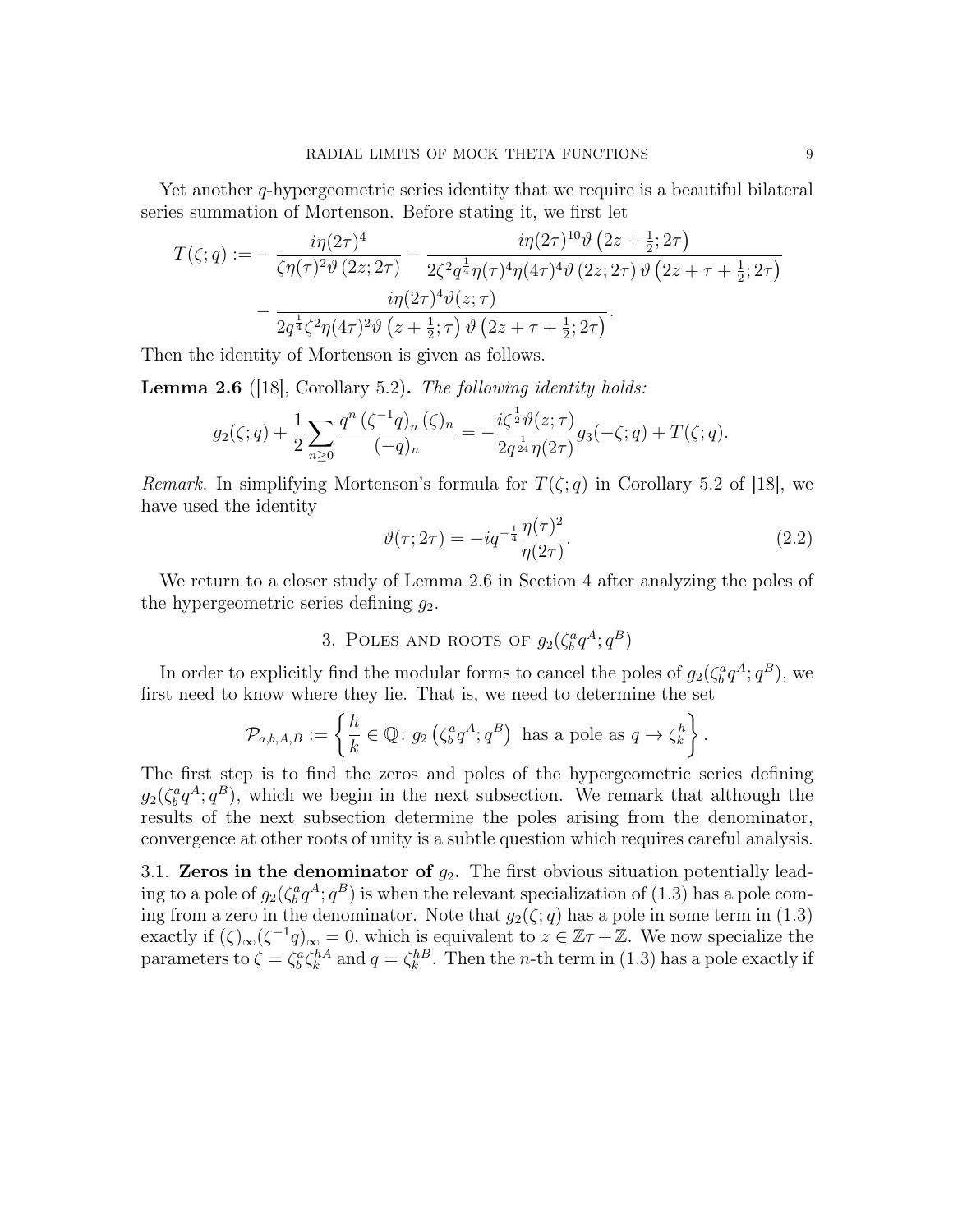Yet another $q$-hypergeometric series identity that we require is a beautiful bilateral series summation of Mortenson. Before stating it, we first let

$$
\begin{aligned}
T(\zeta;q) := &- \frac{i\eta(2\tau)^4}{\zeta\eta(\tau)^2\vartheta\left(2z;2\tau\right)} - \frac{i\eta(2\tau)^{10}\vartheta\left(2z+\frac{1}{2};2\tau\right)}{2\zeta^2 q^{\frac{1}{4}}\eta(\tau)^4\eta(4\tau)^4\vartheta\left(2z;2\tau\right)\vartheta\left(2z+\tau+\frac{1}{2};2\tau\right)} \\
&- \frac{i\eta(2\tau)^4\vartheta(z;\tau)}{2q^{\frac{1}{4}}\zeta^2\eta(4\tau)^2\vartheta\left(z+\frac{1}{2};\tau\right)\vartheta\left(2z+\tau+\frac{1}{2};2\tau\right)}.
\end{aligned}
$$

Then the identity of Mortenson is given as follows.

**Lemma 2.6** ([18], Corollary 5.2)**.** *The following identity holds:*

$$
g_2(\zeta;q) + \frac{1}{2}\sum_{n\geq 0}\frac{q^n\left(\zeta^{-1}q\right)_n\left(\zeta\right)_n}{(-q)_n} = -\frac{i\zeta^{\frac{1}{2}}\vartheta(z;\tau)}{2q^{\frac{1}{24}}\eta(2\tau)}g_3(-\zeta;q) + T(\zeta;q).
$$

*Remark.* In simplifying Mortenson's formula for $T(\zeta;q)$ in Corollary 5.2 of [18], we have used the identity

$$
\vartheta(\tau;2\tau) = -iq^{-\frac{1}{4}}\frac{\eta(\tau)^2}{\eta(2\tau)}. \tag{2.2}
$$

We return to a closer study of Lemma 2.6 in Section 4 after analyzing the poles of the hypergeometric series defining $g_2$.

## 3. Poles and roots of $g_2(\zeta_b^a q^A; q^B)$

In order to explicitly find the modular forms to cancel the poles of $g_2(\zeta_b^a q^A; q^B)$, we first need to know where they lie. That is, we need to determine the set

$$
\mathcal{P}_{a,b,A,B} := \left\{\frac{h}{k}\in\mathbb{Q}\colon\, g_2\left(\zeta_b^a q^A; q^B\right) \text{ has a pole as } q\to\zeta_k^h\right\}.
$$

The first step is to find the zeros and poles of the hypergeometric series defining $g_2(\zeta_b^a q^A; q^B)$, which we begin in the next subsection. We remark that although the results of the next subsection determine the poles arising from the denominator, convergence at other roots of unity is a subtle question which requires careful analysis.

### 3.1. Zeros in the denominator of $g_2$.

The first obvious situation potentially leading to a pole of $g_2(\zeta_b^a q^A; q^B)$ is when the relevant specialization of (1.3) has a pole coming from a zero in the denominator. Note that $g_2(\zeta;q)$ has a pole in some term in (1.3) exactly if $(\zeta)_\infty(\zeta^{-1}q)_\infty = 0$, which is equivalent to $z\in\mathbb{Z}\tau+\mathbb{Z}$. We now specialize the parameters to $\zeta = \zeta_b^a\zeta_k^{hA}$ and $q = \zeta_k^{hB}$. Then the $n$-th term in (1.3) has a pole exactly if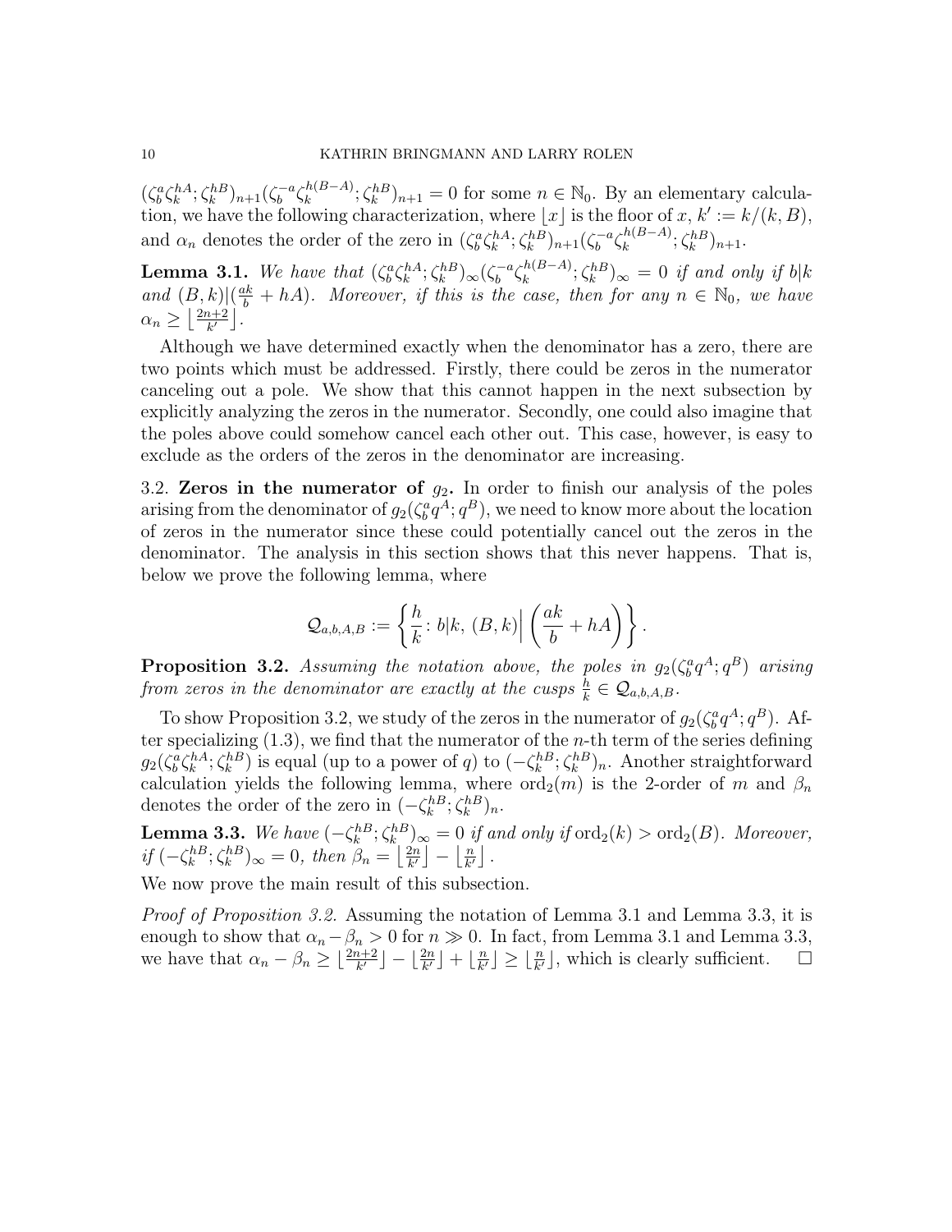$(\zeta_b^a\zeta_k^{hA};\zeta_k^{hB})_{n+1}(\zeta_b^{-a}\zeta_k^{h(B-A)};\zeta_k^{hB})_{n+1}=0$ for some $n\in\mathbb{N}_0$. By an elementary calculation, we have the following characterization, where $\lfloor x\rfloor$ is the floor of $x$, $k':=k/(k,B)$, and $\alpha_n$ denotes the order of the zero in $(\zeta_b^a\zeta_k^{hA};\zeta_k^{hB})_{n+1}(\zeta_b^{-a}\zeta_k^{h(B-A)};\zeta_k^{hB})_{n+1}$.

**Lemma 3.1.** *We have that $(\zeta_b^a\zeta_k^{hA};\zeta_k^{hB})_\infty(\zeta_b^{-a}\zeta_k^{h(B-A)};\zeta_k^{hB})_\infty=0$ if and only if $b|k$ and $(B,k)|(\frac{ak}{b}+hA)$. Moreover, if this is the case, then for any $n\in\mathbb{N}_0$, we have $\alpha_n\geq\left\lfloor\frac{2n+2}{k'}\right\rfloor$.*

Although we have determined exactly when the denominator has a zero, there are two points which must be addressed. Firstly, there could be zeros in the numerator canceling out a pole. We show that this cannot happen in the next subsection by explicitly analyzing the zeros in the numerator. Secondly, one could also imagine that the poles above could somehow cancel each other out. This case, however, is easy to exclude as the orders of the zeros in the denominator are increasing.

3.2. **Zeros in the numerator of $g_2$.** In order to finish our analysis of the poles arising from the denominator of $g_2(\zeta_b^aq^A;q^B)$, we need to know more about the location of zeros in the numerator since these could potentially cancel out the zeros in the denominator. The analysis in this section shows that this never happens. That is, below we prove the following lemma, where

$$\mathcal{Q}_{a,b,A,B}:=\left\{\frac{h}{k}\colon b|k,\ (B,k)\Big|\left(\frac{ak}{b}+hA\right)\right\}.$$

**Proposition 3.2.** *Assuming the notation above, the poles in $g_2(\zeta_b^aq^A;q^B)$ arising from zeros in the denominator are exactly at the cusps $\frac{h}{k}\in\mathcal{Q}_{a,b,A,B}$.*

To show Proposition 3.2, we study of the zeros in the numerator of $g_2(\zeta_b^aq^A;q^B)$. After specializing (1.3), we find that the numerator of the $n$-th term of the series defining $g_2(\zeta_b^a\zeta_k^{hA};\zeta_k^{hB})$ is equal (up to a power of $q$) to $(-\zeta_k^{hB};\zeta_k^{hB})_n$. Another straightforward calculation yields the following lemma, where $\mathrm{ord}_2(m)$ is the 2-order of $m$ and $\beta_n$ denotes the order of the zero in $(-\zeta_k^{hB};\zeta_k^{hB})_n$.

**Lemma 3.3.** *We have $(-\zeta_k^{hB};\zeta_k^{hB})_\infty=0$ if and only if $\mathrm{ord}_2(k)>\mathrm{ord}_2(B)$. Moreover, if $(-\zeta_k^{hB};\zeta_k^{hB})_\infty=0$, then $\beta_n=\left\lfloor\frac{2n}{k'}\right\rfloor-\left\lfloor\frac{n}{k'}\right\rfloor$.*

We now prove the main result of this subsection.

*Proof of Proposition 3.2.* Assuming the notation of Lemma 3.1 and Lemma 3.3, it is enough to show that $\alpha_n-\beta_n>0$ for $n\gg0$. In fact, from Lemma 3.1 and Lemma 3.3, we have that $\alpha_n-\beta_n\geq\lfloor\frac{2n+2}{k'}\rfloor-\lfloor\frac{2n}{k'}\rfloor+\lfloor\frac{n}{k'}\rfloor\geq\lfloor\frac{n}{k'}\rfloor$, which is clearly sufficient. $\square$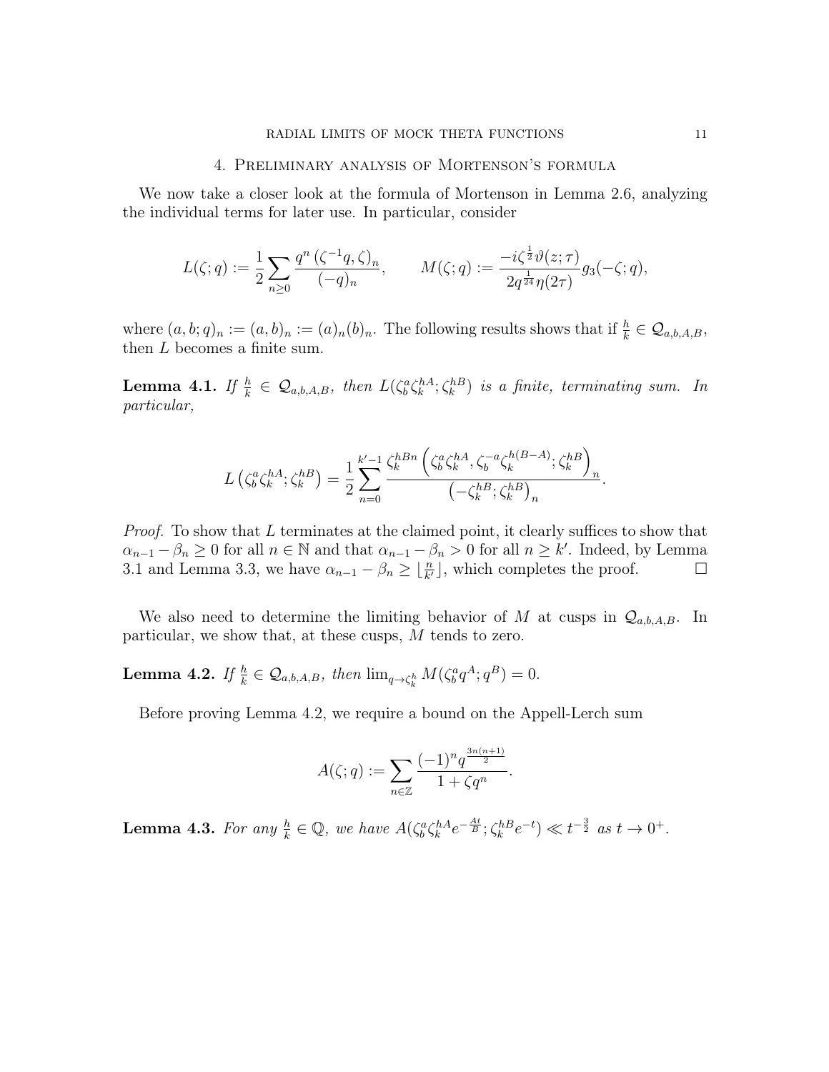## 4. Preliminary analysis of Mortenson's formula

We now take a closer look at the formula of Mortenson in Lemma 2.6, analyzing the individual terms for later use. In particular, consider

$$L(\zeta;q) := \frac{1}{2}\sum_{n\geq 0} \frac{q^n\left(\zeta^{-1}q,\zeta\right)_n}{(-q)_n}, \qquad M(\zeta;q) := \frac{-i\zeta^{\frac{1}{2}}\vartheta(z;\tau)}{2q^{\frac{1}{24}}\eta(2\tau)} g_3(-\zeta;q),$$

where $(a,b;q)_n := (a,b)_n := (a)_n(b)_n$. The following results shows that if $\frac{h}{k} \in \mathcal{Q}_{a,b,A,B}$, then $L$ becomes a finite sum.

**Lemma 4.1.** *If $\frac{h}{k} \in \mathcal{Q}_{a,b,A,B}$, then $L(\zeta_b^a\zeta_k^{hA};\zeta_k^{hB})$ is a finite, terminating sum. In particular,*

$$L\left(\zeta_b^a\zeta_k^{hA};\zeta_k^{hB}\right) = \frac{1}{2}\sum_{n=0}^{k'-1} \frac{\zeta_k^{hBn}\left(\zeta_b^a\zeta_k^{hA},\zeta_b^{-a}\zeta_k^{h(B-A)};\zeta_k^{hB}\right)_n}{\left(-\zeta_k^{hB};\zeta_k^{hB}\right)_n}.$$

*Proof.* To show that $L$ terminates at the claimed point, it clearly suffices to show that $\alpha_{n-1}-\beta_n \geq 0$ for all $n\in\mathbb{N}$ and that $\alpha_{n-1}-\beta_n > 0$ for all $n \geq k'$. Indeed, by Lemma 3.1 and Lemma 3.3, we have $\alpha_{n-1}-\beta_n \geq \lfloor \frac{n}{k'} \rfloor$, which completes the proof. $\square$

We also need to determine the limiting behavior of $M$ at cusps in $\mathcal{Q}_{a,b,A,B}$. In particular, we show that, at these cusps, $M$ tends to zero.

**Lemma 4.2.** *If $\frac{h}{k} \in \mathcal{Q}_{a,b,A,B}$, then $\lim_{q\to\zeta_k^h} M(\zeta_b^a q^A;q^B) = 0$.*

Before proving Lemma 4.2, we require a bound on the Appell-Lerch sum

$$A(\zeta;q) := \sum_{n\in\mathbb{Z}} \frac{(-1)^n q^{\frac{3n(n+1)}{2}}}{1+\zeta q^n}.$$

**Lemma 4.3.** *For any $\frac{h}{k}\in\mathbb{Q}$, we have $A(\zeta_b^a\zeta_k^{hA}e^{-\frac{At}{B}};\zeta_k^{hB}e^{-t}) \ll t^{-\frac{3}{2}}$ as $t\to 0^+$.*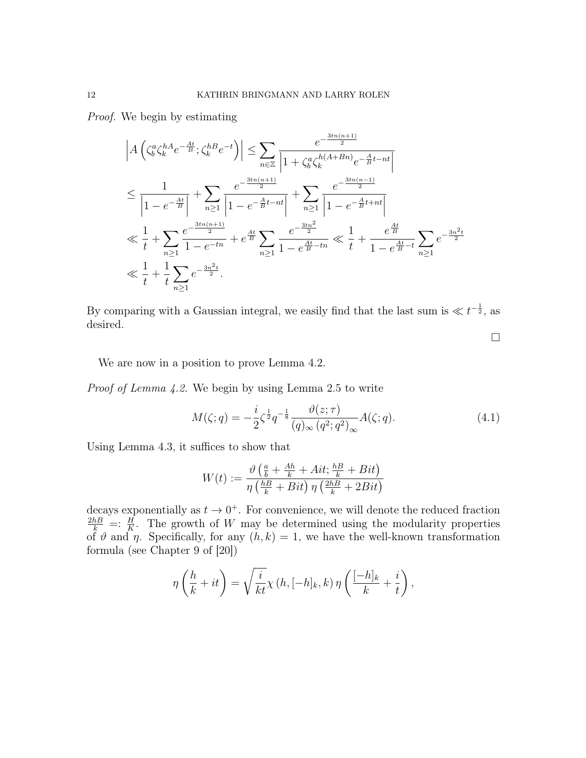*Proof.* We begin by estimating

$$
\begin{aligned}
&\left| A\left(\zeta_b^a \zeta_k^{hA} e^{-\frac{At}{B}}; \zeta_k^{hB} e^{-t}\right)\right| \leq \sum_{n\in\mathbb{Z}} \frac{e^{-\frac{3tn(n+1)}{2}}}{\left|1+\zeta_b^a \zeta_k^{h(A+Bn)} e^{-\frac{A}{B}t-nt}\right|} \\
&\leq \frac{1}{\left|1-e^{-\frac{At}{B}}\right|} + \sum_{n\geq 1} \frac{e^{-\frac{3tn(n+1)}{2}}}{\left|1-e^{-\frac{A}{B}t-nt}\right|} + \sum_{n\geq 1} \frac{e^{-\frac{3tn(n-1)}{2}}}{\left|1-e^{-\frac{A}{B}t+nt}\right|} \\
&\ll \frac{1}{t} + \sum_{n\geq 1} \frac{e^{-\frac{3tn(n+1)}{2}}}{1-e^{-tn}} + e^{\frac{At}{B}} \sum_{n\geq 1} \frac{e^{-\frac{3tn^2}{2}}}{1-e^{\frac{At}{B}-tn}} \ll \frac{1}{t} + \frac{e^{\frac{At}{B}}}{1-e^{\frac{At}{B}-t}} \sum_{n\geq 1} e^{-\frac{3n^2 t}{2}} \\
&\ll \frac{1}{t} + \frac{1}{t}\sum_{n\geq 1} e^{-\frac{3n^2t}{2}}.
\end{aligned}
$$

By comparing with a Gaussian integral, we easily find that the last sum is $\ll t^{-\frac{1}{2}}$, as desired.

∎

We are now in a position to prove Lemma 4.2.

*Proof of Lemma 4.2.* We begin by using Lemma 2.5 to write

$$
M(\zeta; q) = -\frac{i}{2}\zeta^{\frac{1}{2}} q^{-\frac{1}{8}} \frac{\vartheta(z;\tau)}{(q)_\infty \left(q^2;q^2\right)_\infty} A(\zeta; q). \tag{4.1}
$$

Using Lemma 4.3, it suffices to show that

$$
W(t) := \frac{\vartheta\left(\frac{a}{b} + \frac{Ah}{k} + Ait; \frac{hB}{k} + Bit\right)}{\eta\left(\frac{hB}{k} + Bit\right)\eta\left(\frac{2hB}{k} + 2Bit\right)}
$$

decays exponentially as $t \to 0^+$. For convenience, we will denote the reduced fraction $\frac{2hB}{k} =: \frac{H}{K}$. The growth of $W$ may be determined using the modularity properties of $\vartheta$ and $\eta$. Specifically, for any $(h,k) = 1$, we have the well-known transformation formula (see Chapter 9 of [20])

$$
\eta\left(\frac{h}{k} + it\right) = \sqrt{\frac{i}{kt}}\chi\left(h, [-h]_k, k\right)\eta\left(\frac{[-h]_k}{k} + \frac{i}{t}\right),
$$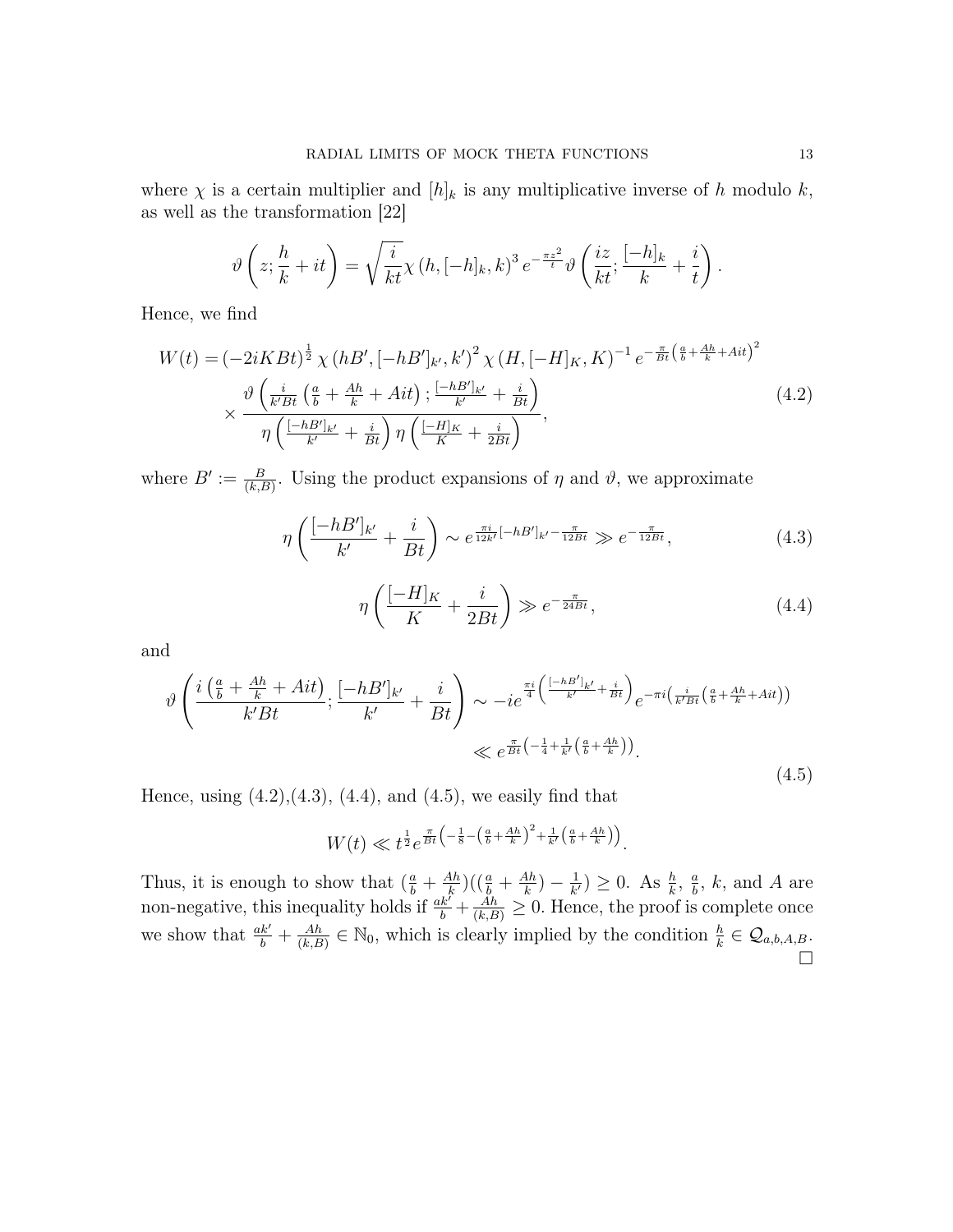where $\chi$ is a certain multiplier and $[h]_k$ is any multiplicative inverse of $h$ modulo $k$, as well as the transformation [22]

$$\vartheta\left(z; \frac{h}{k} + it\right) = \sqrt{\frac{i}{kt}}\chi\left(h, [-h]_k, k\right)^3 e^{-\frac{\pi z^2}{t}} \vartheta\left(\frac{iz}{kt}; \frac{[-h]_k}{k} + \frac{i}{t}\right).$$

Hence, we find

$$\begin{aligned}W(t) =& \left(-2iKBt\right)^{\frac{1}{2}} \chi\left(hB', [-hB']_{k'}, k'\right)^2 \chi\left(H, [-H]_K, K\right)^{-1} e^{-\frac{\pi}{Bt}\left(\frac{a}{b}+\frac{Ah}{k}+Ait\right)^2} \\ &\times \frac{\vartheta\left(\frac{i}{k'Bt}\left(\frac{a}{b}+\frac{Ah}{k}+Ait\right); \frac{[-hB']_{k'}}{k'} + \frac{i}{Bt}\right)}{\eta\left(\frac{[-hB']_{k'}}{k'} + \frac{i}{Bt}\right)\eta\left(\frac{[-H]_K}{K} + \frac{i}{2Bt}\right)},\end{aligned} \tag{4.2}$$

where $B' := \frac{B}{(k,B)}$. Using the product expansions of $\eta$ and $\vartheta$, we approximate

$$\eta\left(\frac{[-hB']_{k'}}{k'} + \frac{i}{Bt}\right) \sim e^{\frac{\pi i}{12k'}[-hB']_{k'} - \frac{\pi}{12Bt}} \gg e^{-\frac{\pi}{12Bt}}, \tag{4.3}$$

$$\eta\left(\frac{[-H]_K}{K} + \frac{i}{2Bt}\right) \gg e^{-\frac{\pi}{24Bt}}, \tag{4.4}$$

and

$$\begin{aligned}\vartheta\left(\frac{i\left(\frac{a}{b}+\frac{Ah}{k}+Ait\right)}{k'Bt}; \frac{[-hB']_{k'}}{k'} + \frac{i}{Bt}\right) &\sim -ie^{\frac{\pi i}{4}\left(\frac{[-hB']_{k'}}{k'}+\frac{i}{Bt}\right)} e^{-\pi i\left(\frac{i}{k'Bt}\left(\frac{a}{b}+\frac{Ah}{k}+Ait\right)\right)} \\ &\ll e^{\frac{\pi}{Bt}\left(-\frac{1}{4}+\frac{1}{k'}\left(\frac{a}{b}+\frac{Ah}{k}\right)\right)}.\end{aligned} \tag{4.5}$$

Hence, using (4.2),(4.3), (4.4), and (4.5), we easily find that

$$W(t) \ll t^{\frac{1}{2}} e^{\frac{\pi}{Bt}\left(-\frac{1}{8}-\left(\frac{a}{b}+\frac{Ah}{k}\right)^2+\frac{1}{k'}\left(\frac{a}{b}+\frac{Ah}{k}\right)\right)}.$$

Thus, it is enough to show that $(\frac{a}{b}+\frac{Ah}{k})((\frac{a}{b}+\frac{Ah}{k})-\frac{1}{k'}) \geq 0$. As $\frac{h}{k}$, $\frac{a}{b}$, $k$, and $A$ are non-negative, this inequality holds if $\frac{ak'}{b}+\frac{Ah}{(k,B)} \geq 0$. Hence, the proof is complete once we show that $\frac{ak'}{b}+\frac{Ah}{(k,B)} \in \mathbb{N}_0$, which is clearly implied by the condition $\frac{h}{k} \in \mathcal{Q}_{a,b,A,B}$. $\square$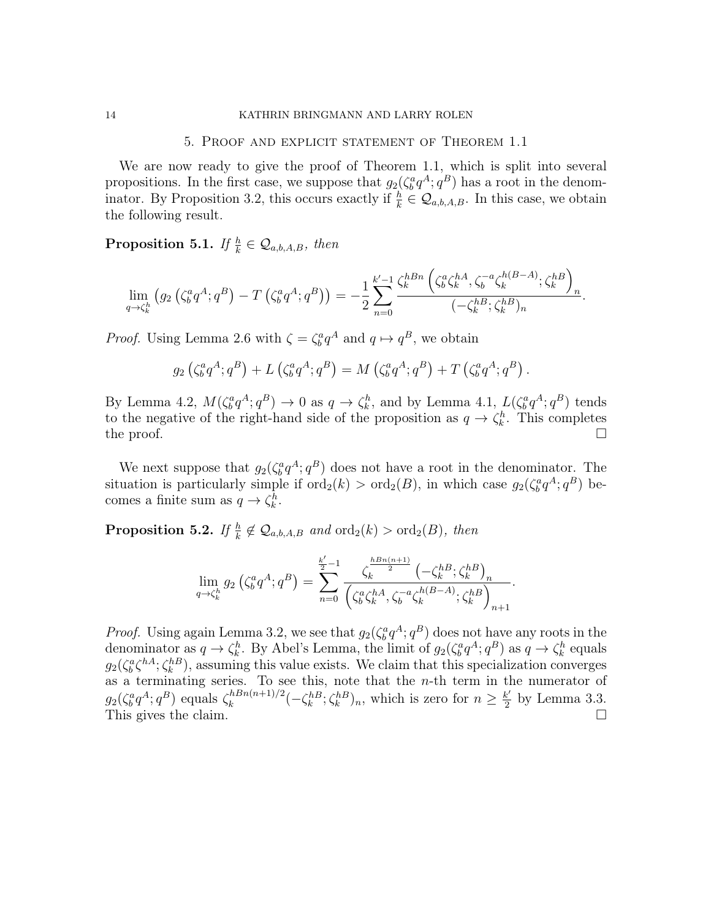## 5. Proof and explicit statement of Theorem 1.1

We are now ready to give the proof of Theorem 1.1, which is split into several propositions. In the first case, we suppose that $g_2(\zeta_b^a q^A; q^B)$ has a root in the denominator. By Proposition 3.2, this occurs exactly if $\frac{h}{k} \in \mathcal{Q}_{a,b,A,B}$. In this case, we obtain the following result.

**Proposition 5.1.** *If $\frac{h}{k} \in \mathcal{Q}_{a,b,A,B}$, then*

$$\lim_{q \to \zeta_k^h} \left( g_2\left(\zeta_b^a q^A; q^B\right) - T\left(\zeta_b^a q^A; q^B\right)\right) = -\frac{1}{2} \sum_{n=0}^{k'-1} \frac{\zeta_k^{hBn}\left(\zeta_b^a \zeta_k^{hA}, \zeta_b^{-a}\zeta_k^{h(B-A)}; \zeta_k^{hB}\right)_n}{(-\zeta_k^{hB}; \zeta_k^{hB})_n}.$$

*Proof.* Using Lemma 2.6 with $\zeta = \zeta_b^a q^A$ and $q \mapsto q^B$, we obtain

$$g_2\left(\zeta_b^a q^A; q^B\right) + L\left(\zeta_b^a q^A; q^B\right) = M\left(\zeta_b^a q^A; q^B\right) + T\left(\zeta_b^a q^A; q^B\right).$$

By Lemma 4.2, $M(\zeta_b^a q^A; q^B) \to 0$ as $q \to \zeta_k^h$, and by Lemma 4.1, $L(\zeta_b^a q^A; q^B)$ tends to the negative of the right-hand side of the proposition as $q \to \zeta_k^h$. This completes the proof. $\square$

We next suppose that $g_2(\zeta_b^a q^A; q^B)$ does not have a root in the denominator. The situation is particularly simple if $\operatorname{ord}_2(k) > \operatorname{ord}_2(B)$, in which case $g_2(\zeta_b^a q^A; q^B)$ becomes a finite sum as $q \to \zeta_k^h$.

**Proposition 5.2.** *If $\frac{h}{k} \not\in \mathcal{Q}_{a,b,A,B}$ and $\operatorname{ord}_2(k) > \operatorname{ord}_2(B)$, then*

$$\lim_{q \to \zeta_k^h} g_2\left(\zeta_b^a q^A; q^B\right) = \sum_{n=0}^{\frac{k'}{2}-1} \frac{\zeta_k^{\frac{hBn(n+1)}{2}}\left(-\zeta_k^{hB}; \zeta_k^{hB}\right)_n}{\left(\zeta_b^a \zeta_k^{hA}, \zeta_b^{-a}\zeta_k^{h(B-A)}; \zeta_k^{hB}\right)_{n+1}}.$$

*Proof.* Using again Lemma 3.2, we see that $g_2(\zeta_b^a q^A; q^B)$ does not have any roots in the denominator as $q \to \zeta_k^h$. By Abel's Lemma, the limit of $g_2(\zeta_b^a q^A; q^B)$ as $q \to \zeta_k^h$ equals $g_2(\zeta_b^a \zeta^{hA}; \zeta_k^{hB})$, assuming this value exists. We claim that this specialization converges as a terminating series. To see this, note that the $n$-th term in the numerator of $g_2(\zeta_b^a q^A; q^B)$ equals $\zeta_k^{hBn(n+1)/2}(-\zeta_k^{hB}; \zeta_k^{hB})_n$, which is zero for $n \geq \frac{k'}{2}$ by Lemma 3.3. This gives the claim. $\square$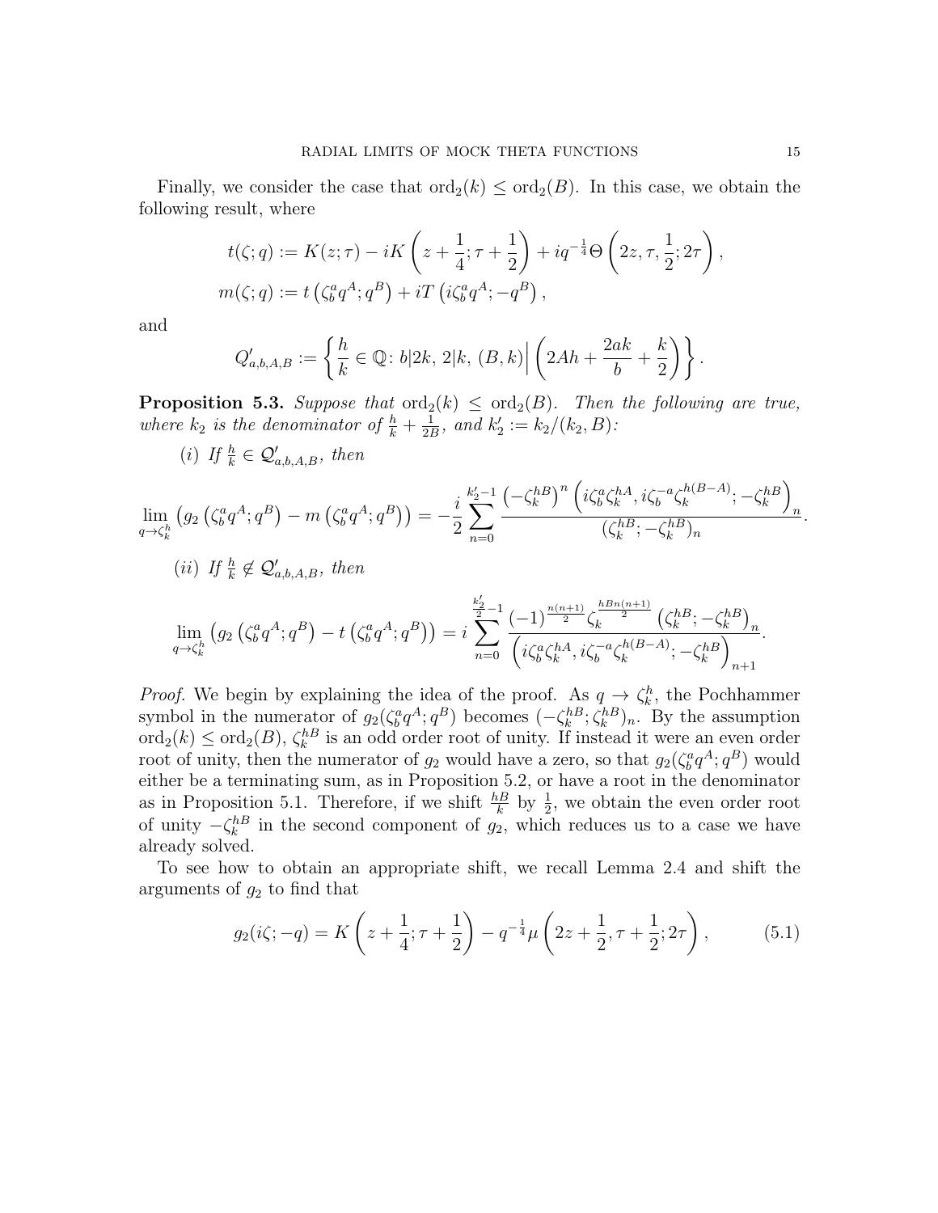Finally, we consider the case that $\mathrm{ord}_2(k) \leq \mathrm{ord}_2(B)$. In this case, we obtain the following result, where

$$
\begin{aligned}
t(\zeta; q) &:= K(z;\tau) - iK\left(z+\frac{1}{4};\tau+\frac{1}{2}\right) + iq^{-\frac{1}{4}}\Theta\left(2z,\tau,\frac{1}{2};2\tau\right),\\
m(\zeta;q) &:= t\left(\zeta_b^a q^A; q^B\right) + iT\left(i\zeta_b^a q^A; -q^B\right),
\end{aligned}
$$

and

$$
Q'_{a,b,A,B} := \left\{ \frac{h}{k} \in \mathbb{Q} \colon b|2k,\ 2|k,\ (B,k)\Big|\left(2Ah + \frac{2ak}{b} + \frac{k}{2}\right)\right\}.
$$

**Proposition 5.3.** *Suppose that $\mathrm{ord}_2(k) \leq \mathrm{ord}_2(B)$. Then the following are true, where $k_2$ is the denominator of $\frac{h}{k} + \frac{1}{2B}$, and $k'_2 := k_2/(k_2, B)$:*

*(i) If $\frac{h}{k} \in \mathcal{Q}'_{a,b,A,B}$, then*

$$
\lim_{q\to\zeta_k^h}\left(g_2\left(\zeta_b^a q^A; q^B\right) - m\left(\zeta_b^a q^A;q^B\right)\right) = -\frac{i}{2}\sum_{n=0}^{k'_2-1}\frac{\left(-\zeta_k^{hB}\right)^n\left(i\zeta_b^a\zeta_k^{hA}, i\zeta_b^{-a}\zeta_k^{h(B-A)}; -\zeta_k^{hB}\right)_n}{\left(\zeta_k^{hB};-\zeta_k^{hB}\right)_n}.
$$

*(ii) If $\frac{h}{k} \notin \mathcal{Q}'_{a,b,A,B}$, then*

$$
\lim_{q\to\zeta_k^h}\left(g_2\left(\zeta_b^a q^A; q^B\right) - t\left(\zeta_b^a q^A;q^B\right)\right) = i\sum_{n=0}^{\frac{k'_2}{2}-1}\frac{(-1)^{\frac{n(n+1)}{2}}\zeta_k^{\frac{hBn(n+1)}{2}}\left(\zeta_k^{hB};-\zeta_k^{hB}\right)_n}{\left(i\zeta_b^a\zeta_k^{hA}, i\zeta_b^{-a}\zeta_k^{h(B-A)}; -\zeta_k^{hB}\right)_{n+1}}.
$$

*Proof.* We begin by explaining the idea of the proof. As $q \to \zeta_k^h$, the Pochhammer symbol in the numerator of $g_2(\zeta_b^a q^A; q^B)$ becomes $(-\zeta_k^{hB};\zeta_k^{hB})_n$. By the assumption $\mathrm{ord}_2(k) \leq \mathrm{ord}_2(B)$, $\zeta_k^{hB}$ is an odd order root of unity. If instead it were an even order root of unity, then the numerator of $g_2$ would have a zero, so that $g_2(\zeta_b^a q^A; q^B)$ would either be a terminating sum, as in Proposition 5.2, or have a root in the denominator as in Proposition 5.1. Therefore, if we shift $\frac{hB}{k}$ by $\frac{1}{2}$, we obtain the even order root of unity $-\zeta_k^{hB}$ in the second component of $g_2$, which reduces us to a case we have already solved.

To see how to obtain an appropriate shift, we recall Lemma 2.4 and shift the arguments of $g_2$ to find that

$$
g_2(i\zeta;-q) = K\left(z+\frac{1}{4};\tau+\frac{1}{2}\right) - q^{-\frac{1}{4}}\mu\left(2z+\frac{1}{2},\tau+\frac{1}{2};2\tau\right), \tag{5.1}
$$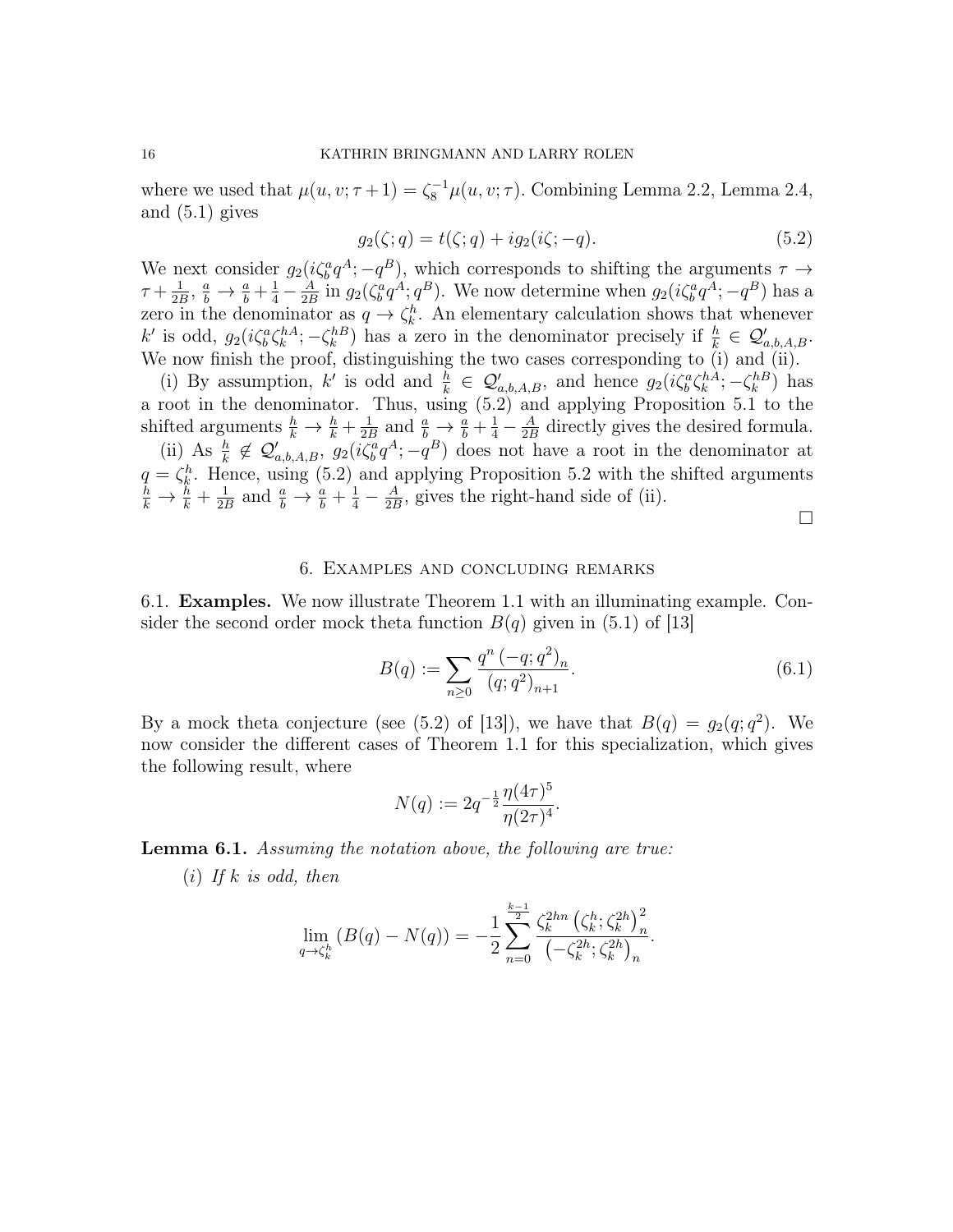where we used that $\mu(u, v; \tau + 1) = \zeta_8^{-1}\mu(u, v; \tau)$. Combining Lemma 2.2, Lemma 2.4, and (5.1) gives

$$g_2(\zeta; q) = t(\zeta; q) + ig_2(i\zeta; -q). \tag{5.2}$$

We next consider $g_2(i\zeta_b^a q^A; -q^B)$, which corresponds to shifting the arguments $\tau \to \tau + \frac{1}{2B}$, $\frac{a}{b} \to \frac{a}{b} + \frac{1}{4} - \frac{A}{2B}$ in $g_2(\zeta_b^a q^A; q^B)$. We now determine when $g_2(i\zeta_b^a q^A; -q^B)$ has a zero in the denominator as $q \to \zeta_k^h$. An elementary calculation shows that whenever $k'$ is odd, $g_2(i\zeta_b^a \zeta_k^{hA}; -\zeta_k^{hB})$ has a zero in the denominator precisely if $\frac{h}{k} \in \mathcal{Q}'_{a,b,A,B}$. We now finish the proof, distinguishing the two cases corresponding to (i) and (ii).

(i) By assumption, $k'$ is odd and $\frac{h}{k} \in \mathcal{Q}'_{a,b,A,B}$, and hence $g_2(i\zeta_b^a \zeta_k^{hA}; -\zeta_k^{hB})$ has a root in the denominator. Thus, using (5.2) and applying Proposition 5.1 to the shifted arguments $\frac{h}{k} \to \frac{h}{k} + \frac{1}{2B}$ and $\frac{a}{b} \to \frac{a}{b} + \frac{1}{4} - \frac{A}{2B}$ directly gives the desired formula.

(ii) As $\frac{h}{k} \notin \mathcal{Q}'_{a,b,A,B}$, $g_2(i\zeta_b^a q^A; -q^B)$ does not have a root in the denominator at $q = \zeta_k^h$. Hence, using (5.2) and applying Proposition 5.2 with the shifted arguments $\frac{h}{k} \to \frac{h}{k} + \frac{1}{2B}$ and $\frac{a}{b} \to \frac{a}{b} + \frac{1}{4} - \frac{A}{2B}$, gives the right-hand side of (ii).

□

## 6. Examples and concluding remarks

**6.1. Examples.** We now illustrate Theorem 1.1 with an illuminating example. Consider the second order mock theta function $B(q)$ given in (5.1) of [13]

$$B(q) := \sum_{n\geq 0} \frac{q^n \left(-q; q^2\right)_n}{\left(q; q^2\right)_{n+1}}. \tag{6.1}$$

By a mock theta conjecture (see (5.2) of [13]), we have that $B(q) = g_2(q; q^2)$. We now consider the different cases of Theorem 1.1 for this specialization, which gives the following result, where

$$N(q) := 2q^{-\frac{1}{2}} \frac{\eta(4\tau)^5}{\eta(2\tau)^4}.$$

**Lemma 6.1.** *Assuming the notation above, the following are true:*

(*i*) *If $k$ is odd, then*

$$\lim_{q \to \zeta_k^h} \left(B(q) - N(q)\right) = -\frac{1}{2} \sum_{n=0}^{\frac{k-1}{2}} \frac{\zeta_k^{2hn} \left(\zeta_k^h; \zeta_k^{2h}\right)_n^2}{\left(-\zeta_k^{2h}; \zeta_k^{2h}\right)_n}.$$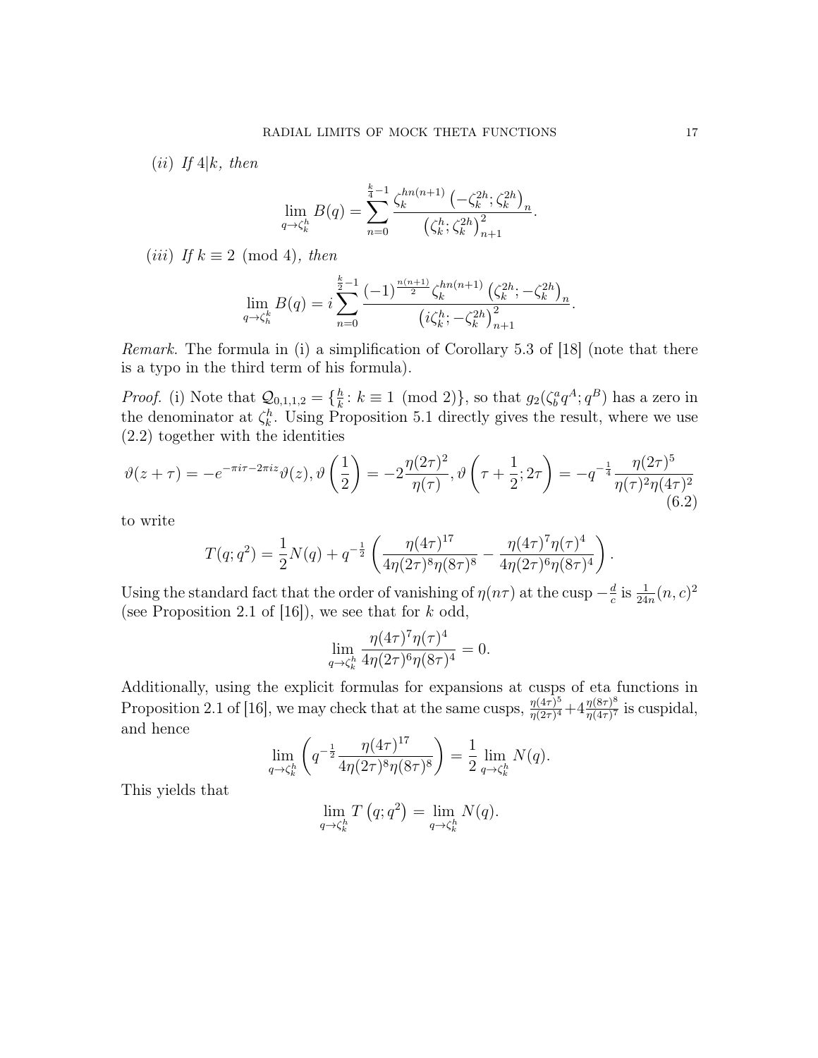(ii) *If* $4|k$, *then*

$$\lim_{q\to\zeta_k^h} B(q) = \sum_{n=0}^{\frac{k}{4}-1} \frac{\zeta_k^{hn(n+1)}\left(-\zeta_k^{2h};\zeta_k^{2h}\right)_n}{\left(\zeta_k^h;\zeta_k^{2h}\right)_{n+1}^2}.$$

(iii) *If* $k \equiv 2 \pmod 4$, *then*

$$\lim_{q\to\zeta_h^k} B(q) = i\sum_{n=0}^{\frac{k}{2}-1} \frac{(-1)^{\frac{n(n+1)}{2}}\zeta_k^{hn(n+1)}\left(\zeta_k^{2h};-\zeta_k^{2h}\right)_n}{\left(i\zeta_k^h;-\zeta_k^{2h}\right)_{n+1}^2}.$$

*Remark.* The formula in (i) a simplification of Corollary 5.3 of [18] (note that there is a typo in the third term of his formula).

*Proof.* (i) Note that $\mathcal{Q}_{0,1,1,2} = \{\frac{h}{k} \colon k \equiv 1 \pmod 2\}$, so that $g_2(\zeta_b^a q^A; q^B)$ has a zero in the denominator at $\zeta_k^h$. Using Proposition 5.1 directly gives the result, where we use (2.2) together with the identities

$$\vartheta(z+\tau) = -e^{-\pi i\tau - 2\pi iz}\vartheta(z), \vartheta\left(\frac{1}{2}\right) = -2\frac{\eta(2\tau)^2}{\eta(\tau)}, \vartheta\left(\tau+\frac{1}{2};2\tau\right) = -q^{-\frac{1}{4}}\frac{\eta(2\tau)^5}{\eta(\tau)^2\eta(4\tau)^2} \tag{6.2}$$

to write

$$T(q;q^2) = \frac{1}{2}N(q) + q^{-\frac{1}{2}}\left(\frac{\eta(4\tau)^{17}}{4\eta(2\tau)^8\eta(8\tau)^8} - \frac{\eta(4\tau)^7\eta(\tau)^4}{4\eta(2\tau)^6\eta(8\tau)^4}\right).$$

Using the standard fact that the order of vanishing of $\eta(n\tau)$ at the cusp $-\frac{d}{c}$ is $\frac{1}{24n}(n,c)^2$ (see Proposition 2.1 of [16]), we see that for $k$ odd,

$$\lim_{q\to\zeta_k^h} \frac{\eta(4\tau)^7\eta(\tau)^4}{4\eta(2\tau)^6\eta(8\tau)^4} = 0.$$

Additionally, using the explicit formulas for expansions at cusps of eta functions in Proposition 2.1 of [16], we may check that at the same cusps, $\frac{\eta(4\tau)^5}{\eta(2\tau)^4} + 4\frac{\eta(8\tau)^8}{\eta(4\tau)^7}$ is cuspidal, and hence

$$\lim_{q\to\zeta_k^h}\left(q^{-\frac{1}{2}}\frac{\eta(4\tau)^{17}}{4\eta(2\tau)^8\eta(8\tau)^8}\right) = \frac{1}{2}\lim_{q\to\zeta_k^h} N(q).$$

This yields that

$$\lim_{q\to\zeta_k^h} T\left(q;q^2\right) = \lim_{q\to\zeta_k^h} N(q).$$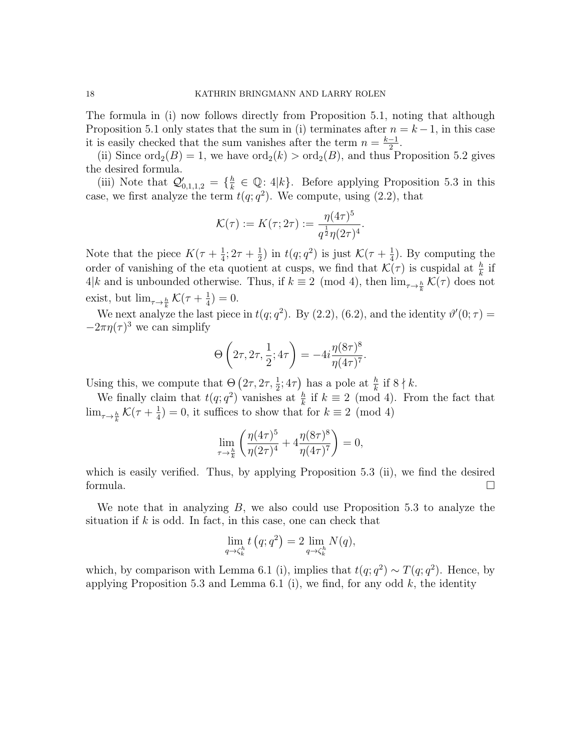The formula in (i) now follows directly from Proposition 5.1, noting that although Proposition 5.1 only states that the sum in (i) terminates after $n = k-1$, in this case it is easily checked that the sum vanishes after the term $n = \frac{k-1}{2}$.

(ii) Since $\mathrm{ord}_2(B) = 1$, we have $\mathrm{ord}_2(k) > \mathrm{ord}_2(B)$, and thus Proposition 5.2 gives the desired formula.

(iii) Note that $\mathcal{Q}'_{0,1,1,2} = \{\frac{h}{k} \in \mathbb{Q} \colon 4|k\}$. Before applying Proposition 5.3 in this case, we first analyze the term $t(q;q^2)$. We compute, using (2.2), that

$$\mathcal{K}(\tau) := K(\tau; 2\tau) := \frac{\eta(4\tau)^5}{q^{\frac{1}{2}}\eta(2\tau)^4}.$$

Note that the piece $K(\tau + \frac{1}{4}; 2\tau + \frac{1}{2})$ in $t(q;q^2)$ is just $\mathcal{K}(\tau + \frac{1}{4})$. By computing the order of vanishing of the eta quotient at cusps, we find that $\mathcal{K}(\tau)$ is cuspidal at $\frac{h}{k}$ if $4|k$ and is unbounded otherwise. Thus, if $k \equiv 2 \pmod 4$, then $\lim_{\tau \to \frac{h}{k}} \mathcal{K}(\tau)$ does not exist, but $\lim_{\tau \to \frac{h}{k}} \mathcal{K}(\tau + \frac{1}{4}) = 0$.

We next analyze the last piece in $t(q;q^2)$. By (2.2), (6.2), and the identity $\vartheta'(0;\tau) = -2\pi\eta(\tau)^3$ we can simplify

$$\Theta\left(2\tau, 2\tau, \frac{1}{2}; 4\tau\right) = -4i\frac{\eta(8\tau)^8}{\eta(4\tau)^7}.$$

Using this, we compute that $\Theta\left(2\tau, 2\tau, \frac{1}{2}; 4\tau\right)$ has a pole at $\frac{h}{k}$ if $8 \nmid k$.

We finally claim that $t(q;q^2)$ vanishes at $\frac{h}{k}$ if $k \equiv 2 \pmod 4$. From the fact that $\lim_{\tau \to \frac{h}{k}} \mathcal{K}(\tau + \frac{1}{4}) = 0$, it suffices to show that for $k \equiv 2 \pmod 4$

$$\lim_{\tau \to \frac{h}{k}} \left( \frac{\eta(4\tau)^5}{\eta(2\tau)^4} + 4\frac{\eta(8\tau)^8}{\eta(4\tau)^7} \right) = 0,$$

which is easily verified. Thus, by applying Proposition 5.3 (ii), we find the desired formula. $\square$

We note that in analyzing $B$, we also could use Proposition 5.3 to analyze the situation if $k$ is odd. In fact, in this case, one can check that

$$\lim_{q \to \zeta_k^h} t\left(q;q^2\right) = 2 \lim_{q \to \zeta_k^h} N(q),$$

which, by comparison with Lemma 6.1 (i), implies that $t(q;q^2) \sim T(q;q^2)$. Hence, by applying Proposition 5.3 and Lemma 6.1 (i), we find, for any odd $k$, the identity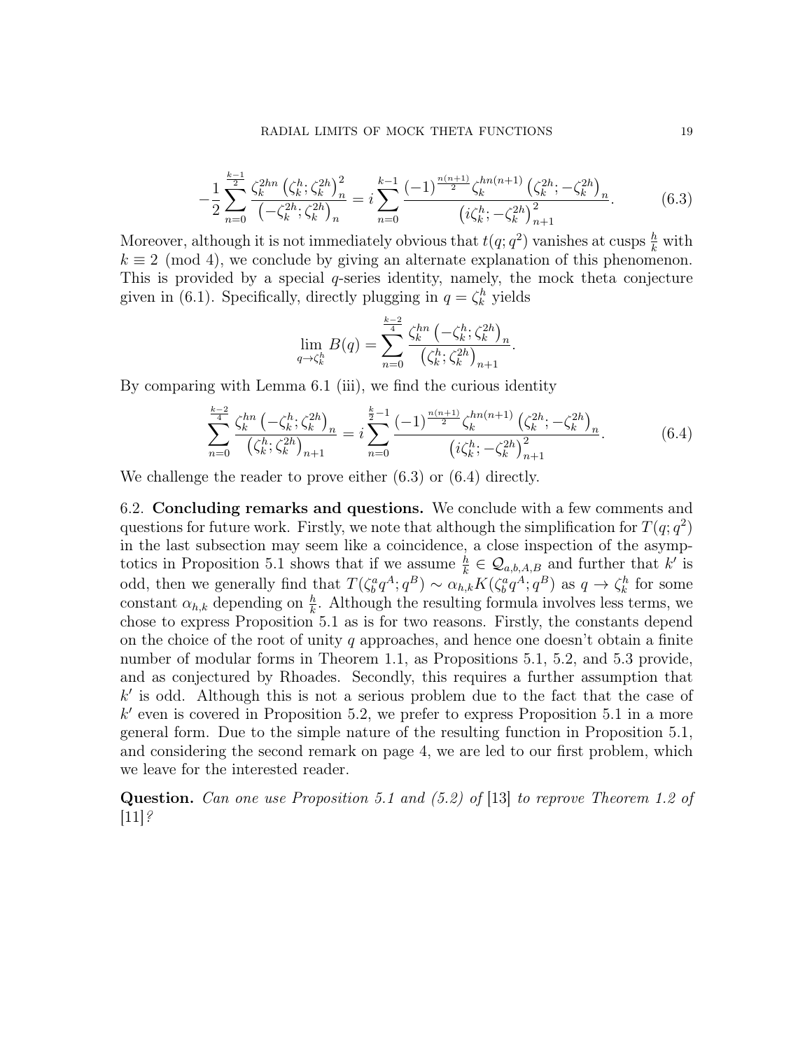$$
-\frac{1}{2}\sum_{n=0}^{\frac{k-1}{2}} \frac{\zeta_k^{2hn}\left(\zeta_k^h;\zeta_k^{2h}\right)_n^2}{\left(-\zeta_k^{2h};\zeta_k^{2h}\right)_n} = i\sum_{n=0}^{k-1} \frac{(-1)^{\frac{n(n+1)}{2}}\zeta_k^{hn(n+1)}\left(\zeta_k^{2h};-\zeta_k^{2h}\right)_n}{\left(i\zeta_k^h;-\zeta_k^{2h}\right)_{n+1}^2}. \tag{6.3}
$$

Moreover, although it is not immediately obvious that $t(q;q^2)$ vanishes at cusps $\frac{h}{k}$ with $k \equiv 2 \pmod 4$, we conclude by giving an alternate explanation of this phenomenon. This is provided by a special $q$-series identity, namely, the mock theta conjecture given in (6.1). Specifically, directly plugging in $q = \zeta_k^h$ yields

$$
\lim_{q\to\zeta_k^h} B(q) = \sum_{n=0}^{\frac{k-2}{4}} \frac{\zeta_k^{hn}\left(-\zeta_k^h;\zeta_k^{2h}\right)_n}{\left(\zeta_k^h;\zeta_k^{2h}\right)_{n+1}}.
$$

By comparing with Lemma 6.1 (iii), we find the curious identity

$$
\sum_{n=0}^{\frac{k-2}{4}} \frac{\zeta_k^{hn}\left(-\zeta_k^h;\zeta_k^{2h}\right)_n}{\left(\zeta_k^h;\zeta_k^{2h}\right)_{n+1}} = i\sum_{n=0}^{\frac{k}{2}-1} \frac{(-1)^{\frac{n(n+1)}{2}}\zeta_k^{hn(n+1)}\left(\zeta_k^{2h};-\zeta_k^{2h}\right)_n}{\left(i\zeta_k^h;-\zeta_k^{2h}\right)_{n+1}^2}. \tag{6.4}
$$

We challenge the reader to prove either (6.3) or (6.4) directly.

6.2. **Concluding remarks and questions.** We conclude with a few comments and questions for future work. Firstly, we note that although the simplification for $T(q;q^2)$ in the last subsection may seem like a coincidence, a close inspection of the asymptotics in Proposition 5.1 shows that if we assume $\frac{h}{k} \in \mathcal{Q}_{a,b,A,B}$ and further that $k'$ is odd, then we generally find that $T(\zeta_b^a q^A; q^B) \sim \alpha_{h,k} K(\zeta_b^a q^A; q^B)$ as $q \to \zeta_k^h$ for some constant $\alpha_{h,k}$ depending on $\frac{h}{k}$. Although the resulting formula involves less terms, we chose to express Proposition 5.1 as is for two reasons. Firstly, the constants depend on the choice of the root of unity $q$ approaches, and hence one doesn't obtain a finite number of modular forms in Theorem 1.1, as Propositions 5.1, 5.2, and 5.3 provide, and as conjectured by Rhoades. Secondly, this requires a further assumption that $k'$ is odd. Although this is not a serious problem due to the fact that the case of $k'$ even is covered in Proposition 5.2, we prefer to express Proposition 5.1 in a more general form. Due to the simple nature of the resulting function in Proposition 5.1, and considering the second remark on page 4, we are led to our first problem, which we leave for the interested reader.

**Question.** *Can one use Proposition 5.1 and (5.2) of* [13] *to reprove Theorem 1.2 of* [11]*?*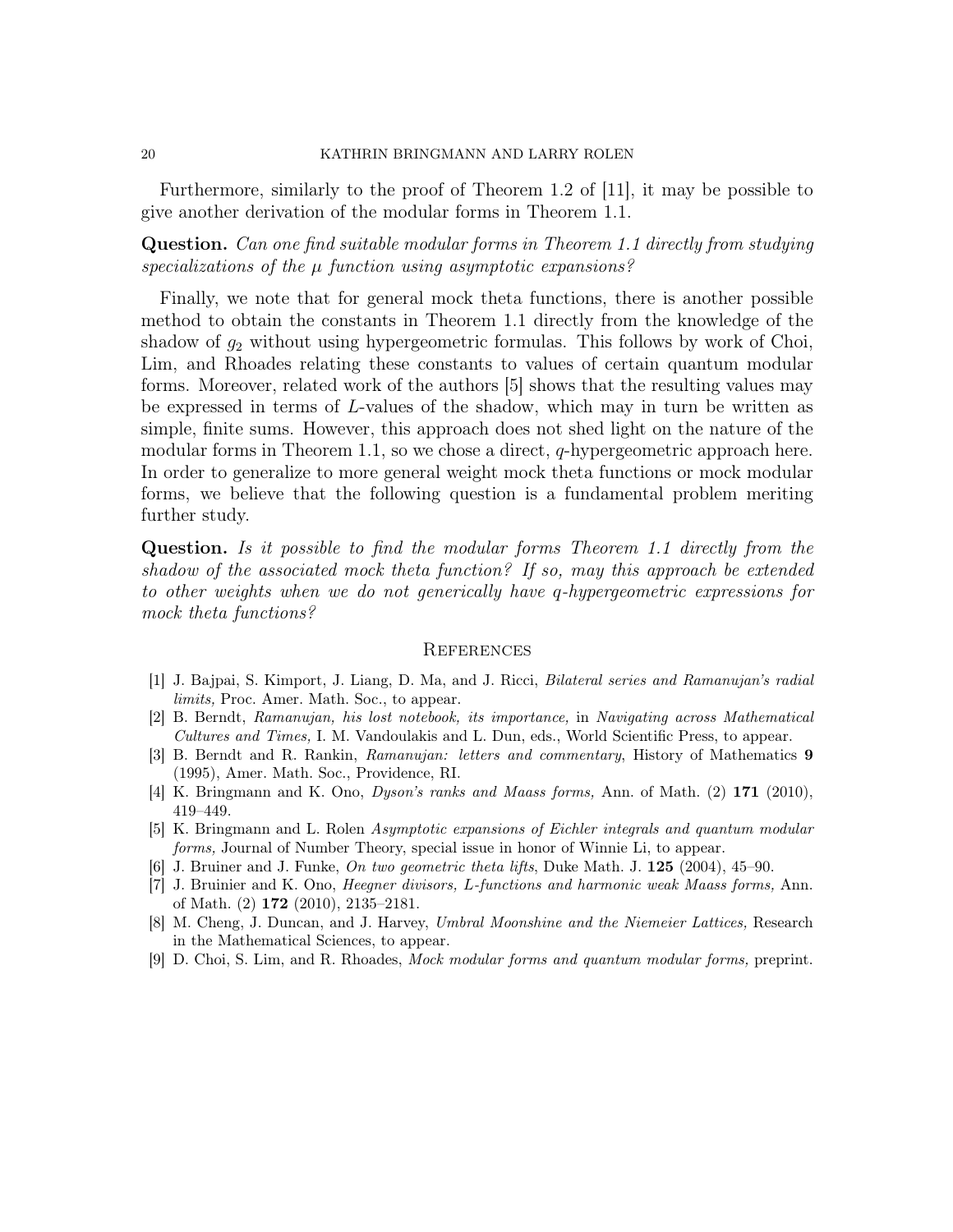Furthermore, similarly to the proof of Theorem 1.2 of [11], it may be possible to give another derivation of the modular forms in Theorem 1.1.

**Question.** *Can one find suitable modular forms in Theorem 1.1 directly from studying specializations of the $\mu$ function using asymptotic expansions?*

Finally, we note that for general mock theta functions, there is another possible method to obtain the constants in Theorem 1.1 directly from the knowledge of the shadow of $g_2$ without using hypergeometric formulas. This follows by work of Choi, Lim, and Rhoades relating these constants to values of certain quantum modular forms. Moreover, related work of the authors [5] shows that the resulting values may be expressed in terms of $L$-values of the shadow, which may in turn be written as simple, finite sums. However, this approach does not shed light on the nature of the modular forms in Theorem 1.1, so we chose a direct, $q$-hypergeometric approach here. In order to generalize to more general weight mock theta functions or mock modular forms, we believe that the following question is a fundamental problem meriting further study.

**Question.** *Is it possible to find the modular forms Theorem 1.1 directly from the shadow of the associated mock theta function? If so, may this approach be extended to other weights when we do not generically have $q$-hypergeometric expressions for mock theta functions?*

## References

[1] J. Bajpai, S. Kimport, J. Liang, D. Ma, and J. Ricci, *Bilateral series and Ramanujan's radial limits,* Proc. Amer. Math. Soc., to appear.

[2] B. Berndt, *Ramanujan, his lost notebook, its importance,* in *Navigating across Mathematical Cultures and Times,* I. M. Vandoulakis and L. Dun, eds., World Scientific Press, to appear.

[3] B. Berndt and R. Rankin, *Ramanujan: letters and commentary*, History of Mathematics **9** (1995), Amer. Math. Soc., Providence, RI.

[4] K. Bringmann and K. Ono, *Dyson's ranks and Maass forms,* Ann. of Math. (2) **171** (2010), 419–449.

[5] K. Bringmann and L. Rolen *Asymptotic expansions of Eichler integrals and quantum modular forms,* Journal of Number Theory, special issue in honor of Winnie Li, to appear.

[6] J. Bruiner and J. Funke, *On two geometric theta lifts*, Duke Math. J. **125** (2004), 45–90.

[7] J. Bruinier and K. Ono, *Heegner divisors, L-functions and harmonic weak Maass forms,* Ann. of Math. (2) **172** (2010), 2135–2181.

[8] M. Cheng, J. Duncan, and J. Harvey, *Umbral Moonshine and the Niemeier Lattices,* Research in the Mathematical Sciences, to appear.

[9] D. Choi, S. Lim, and R. Rhoades, *Mock modular forms and quantum modular forms,* preprint.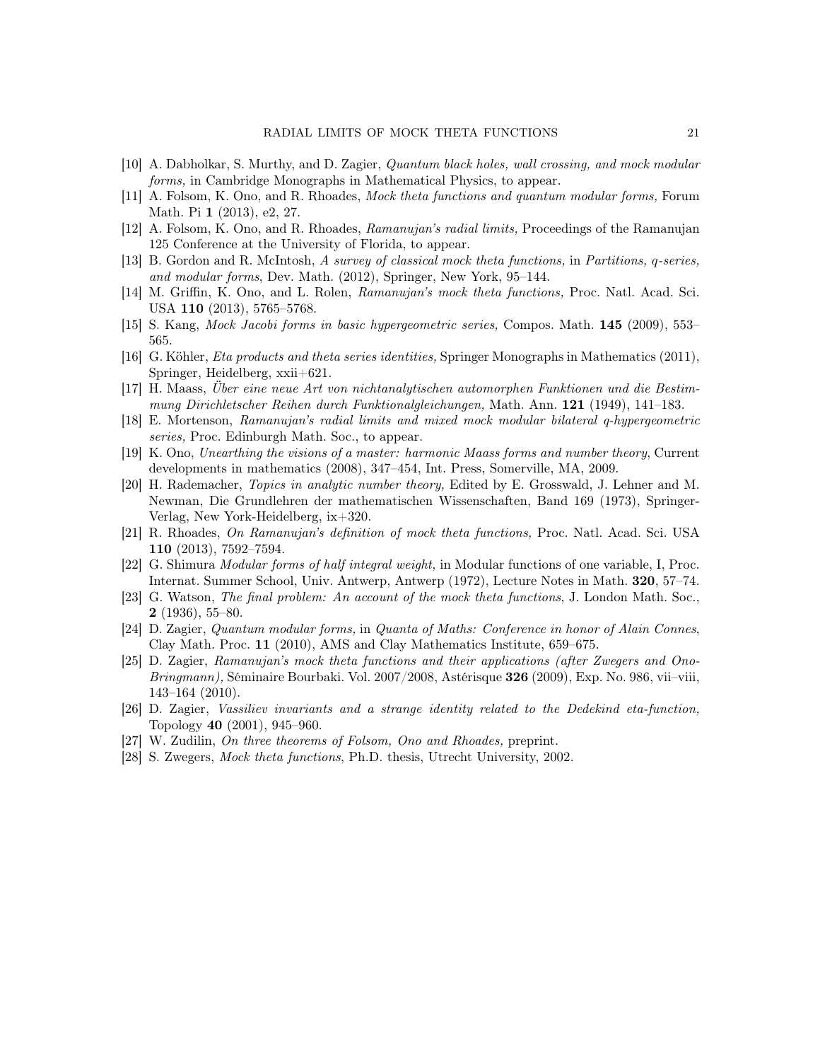[10] A. Dabholkar, S. Murthy, and D. Zagier, *Quantum black holes, wall crossing, and mock modular forms,* in Cambridge Monographs in Mathematical Physics, to appear.

[11] A. Folsom, K. Ono, and R. Rhoades, *Mock theta functions and quantum modular forms,* Forum Math. Pi **1** (2013), e2, 27.

[12] A. Folsom, K. Ono, and R. Rhoades, *Ramanujan's radial limits,* Proceedings of the Ramanujan 125 Conference at the University of Florida, to appear.

[13] B. Gordon and R. McIntosh, *A survey of classical mock theta functions,* in *Partitions, q-series, and modular forms*, Dev. Math. (2012), Springer, New York, 95–144.

[14] M. Griffin, K. Ono, and L. Rolen, *Ramanujan's mock theta functions,* Proc. Natl. Acad. Sci. USA **110** (2013), 5765–5768.

[15] S. Kang, *Mock Jacobi forms in basic hypergeometric series,* Compos. Math. **145** (2009), 553–565.

[16] G. Köhler, *Eta products and theta series identities,* Springer Monographs in Mathematics (2011), Springer, Heidelberg, xxii+621.

[17] H. Maass, *Über eine neue Art von nichtanalytischen automorphen Funktionen und die Bestimmung Dirichletscher Reihen durch Funktionalgleichungen,* Math. Ann. **121** (1949), 141–183.

[18] E. Mortenson, *Ramanujan's radial limits and mixed mock modular bilateral q-hypergeometric series,* Proc. Edinburgh Math. Soc., to appear.

[19] K. Ono, *Unearthing the visions of a master: harmonic Maass forms and number theory*, Current developments in mathematics (2008), 347–454, Int. Press, Somerville, MA, 2009.

[20] H. Rademacher, *Topics in analytic number theory,* Edited by E. Grosswald, J. Lehner and M. Newman, Die Grundlehren der mathematischen Wissenschaften, Band 169 (1973), Springer-Verlag, New York-Heidelberg, ix+320.

[21] R. Rhoades, *On Ramanujan's definition of mock theta functions,* Proc. Natl. Acad. Sci. USA **110** (2013), 7592–7594.

[22] G. Shimura *Modular forms of half integral weight,* in Modular functions of one variable, I, Proc. Internat. Summer School, Univ. Antwerp, Antwerp (1972), Lecture Notes in Math. **320**, 57–74.

[23] G. Watson, *The final problem: An account of the mock theta functions*, J. London Math. Soc., **2** (1936), 55–80.

[24] D. Zagier, *Quantum modular forms,* in *Quanta of Maths: Conference in honor of Alain Connes*, Clay Math. Proc. **11** (2010), AMS and Clay Mathematics Institute, 659–675.

[25] D. Zagier, *Ramanujan's mock theta functions and their applications (after Zwegers and Ono-Bringmann),* Séminaire Bourbaki. Vol. 2007/2008, Astérisque **326** (2009), Exp. No. 986, vii–viii, 143–164 (2010).

[26] D. Zagier, *Vassiliev invariants and a strange identity related to the Dedekind eta-function,* Topology **40** (2001), 945–960.

[27] W. Zudilin, *On three theorems of Folsom, Ono and Rhoades,* preprint.

[28] S. Zwegers, *Mock theta functions*, Ph.D. thesis, Utrecht University, 2002.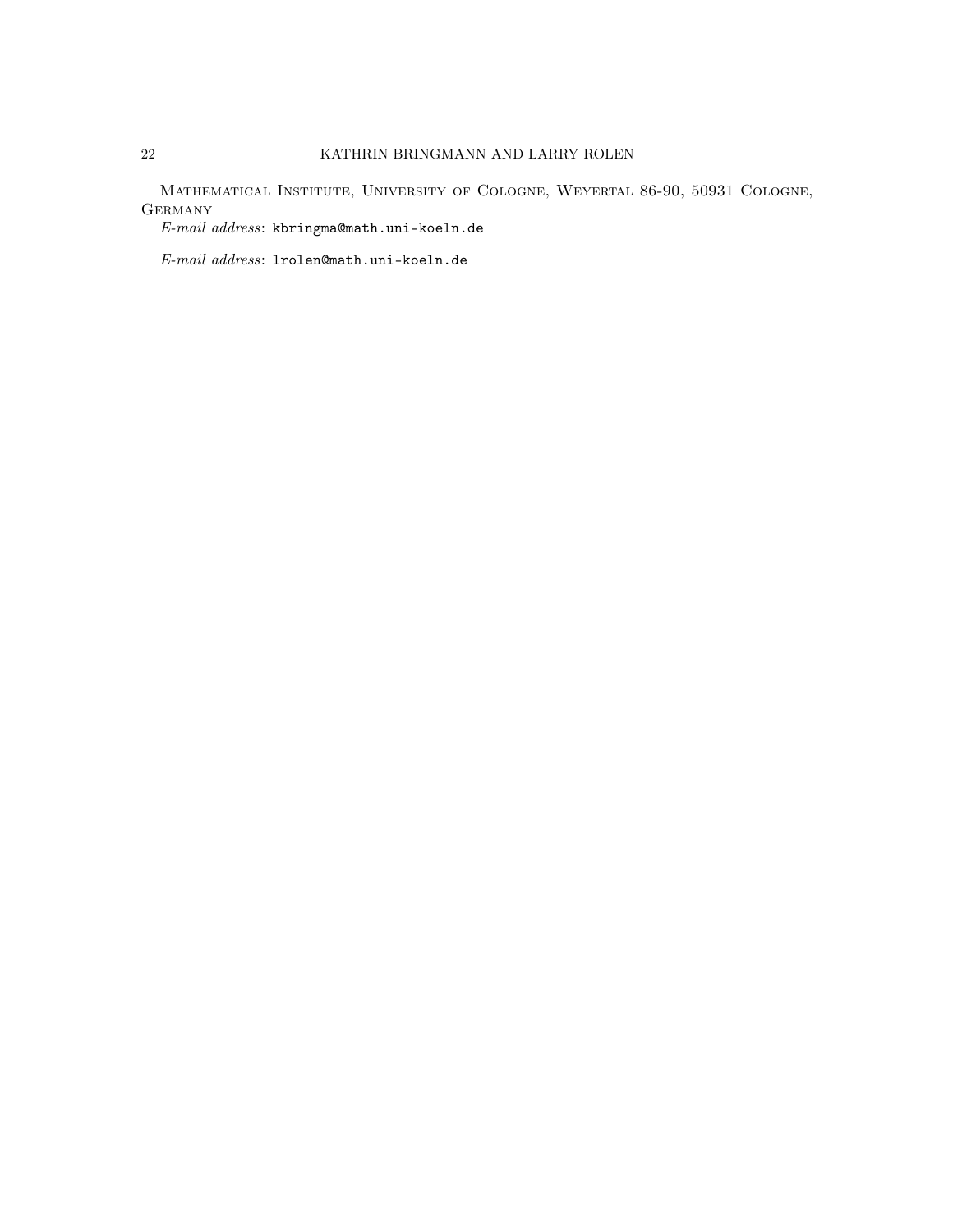Mathematical Institute, University of Cologne, Weyertal 86-90, 50931 Cologne, Germany

*E-mail address*: `kbringma@math.uni-koeln.de`

*E-mail address*: `lrolen@math.uni-koeln.de`